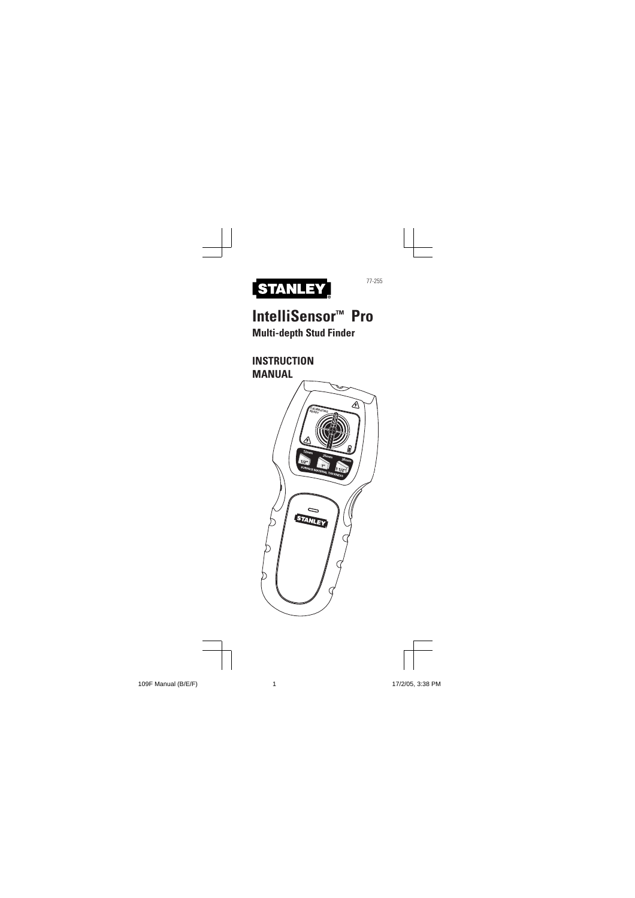STANLEY

77-255

# IntelliSensor™ Pro

## Multi-depth Stud Finder

## INSTRUCTION MANUAL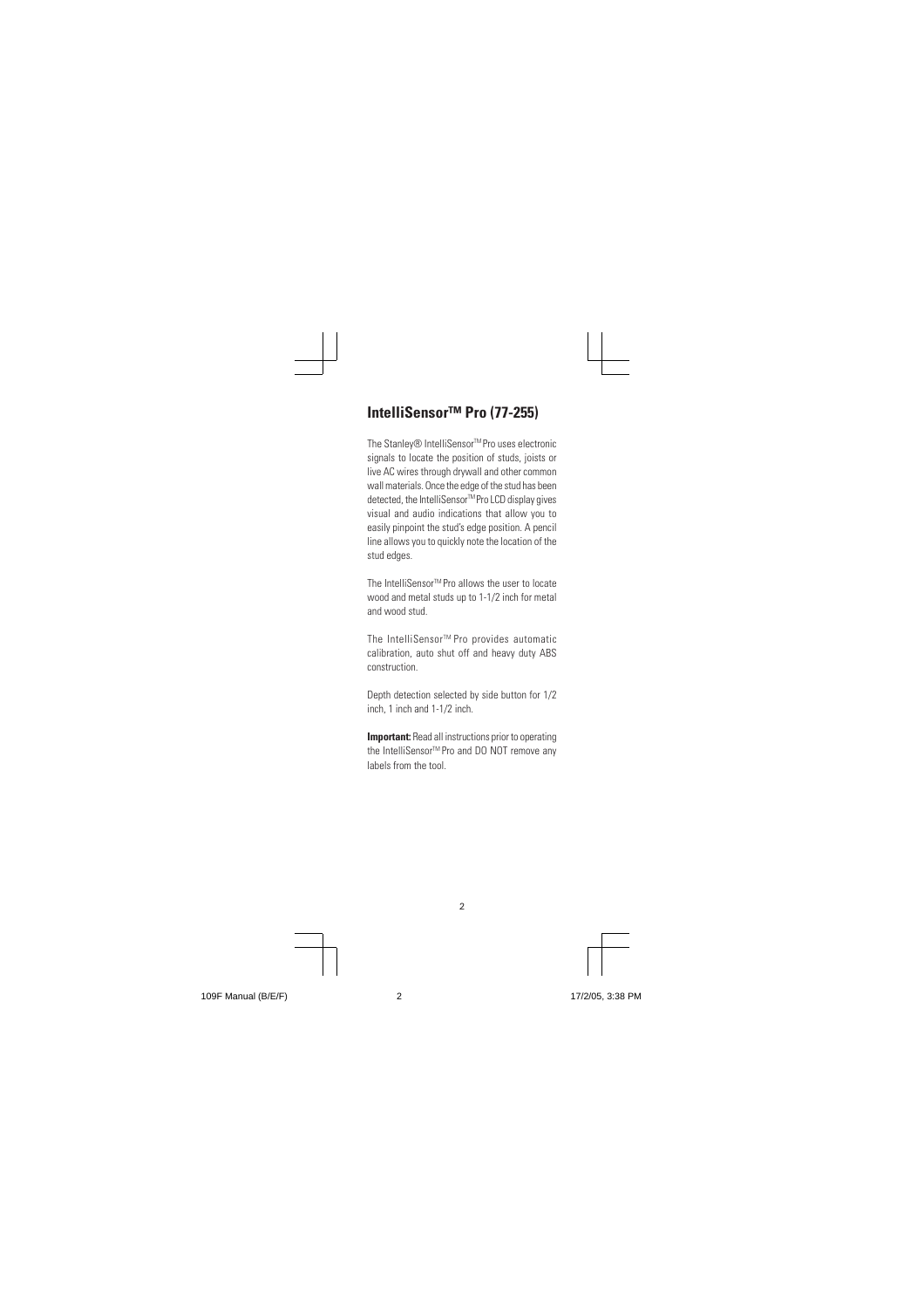## IntelliSensor™ Pro (77-255)

The Stanley® IntelliSensor™ Pro uses electronic signals to locate the position of studs, joists or live AC wires through drywall and other common wall materials. Once the edge of the stud has been detected, the IntelliSensor™ Pro LCD display gives visual and audio indications that allow you to easily pinpoint the stud's edge position. A pencil line allows you to quickly note the location of the stud edges.

The IntelliSensor™ Pro allows the user to locate wood and metal studs up to 1-1/2 inch for metal and wood stud.

The IntelliSensor™ Pro provides automatic calibration, auto shut off and heavy duty ABS construction.

Depth detection selected by side button for 1/2 inch, 1 inch and 1-1/2 inch.

**Important:** Read all instructions prior to operating the IntelliSensor™ Pro and DO NOT remove any labels from the tool.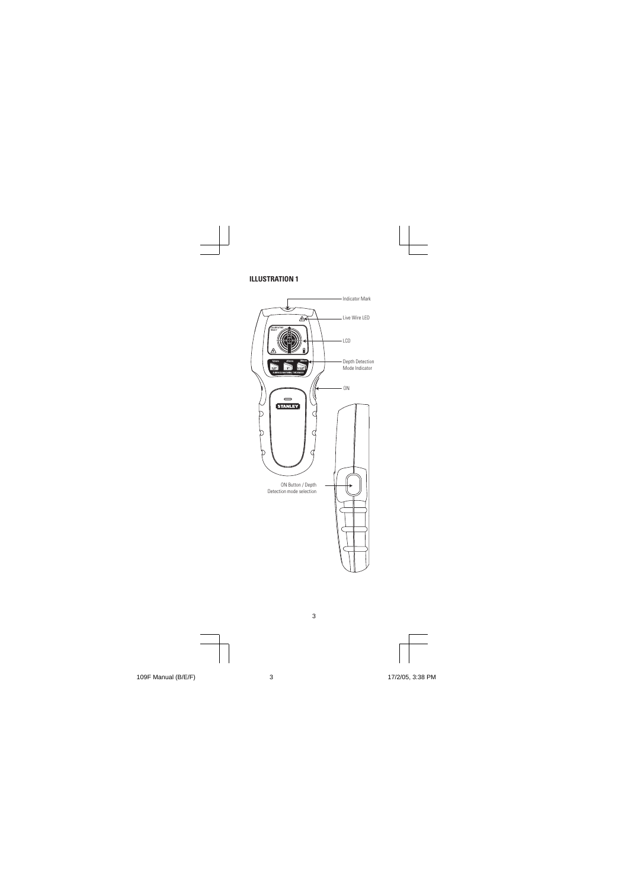**ILLUSTRATION 1**

Indicator Mark

Live Wire LED

LCD

Depth Detection Mode Indicator

ON

ON Button / Depth Detection mode selection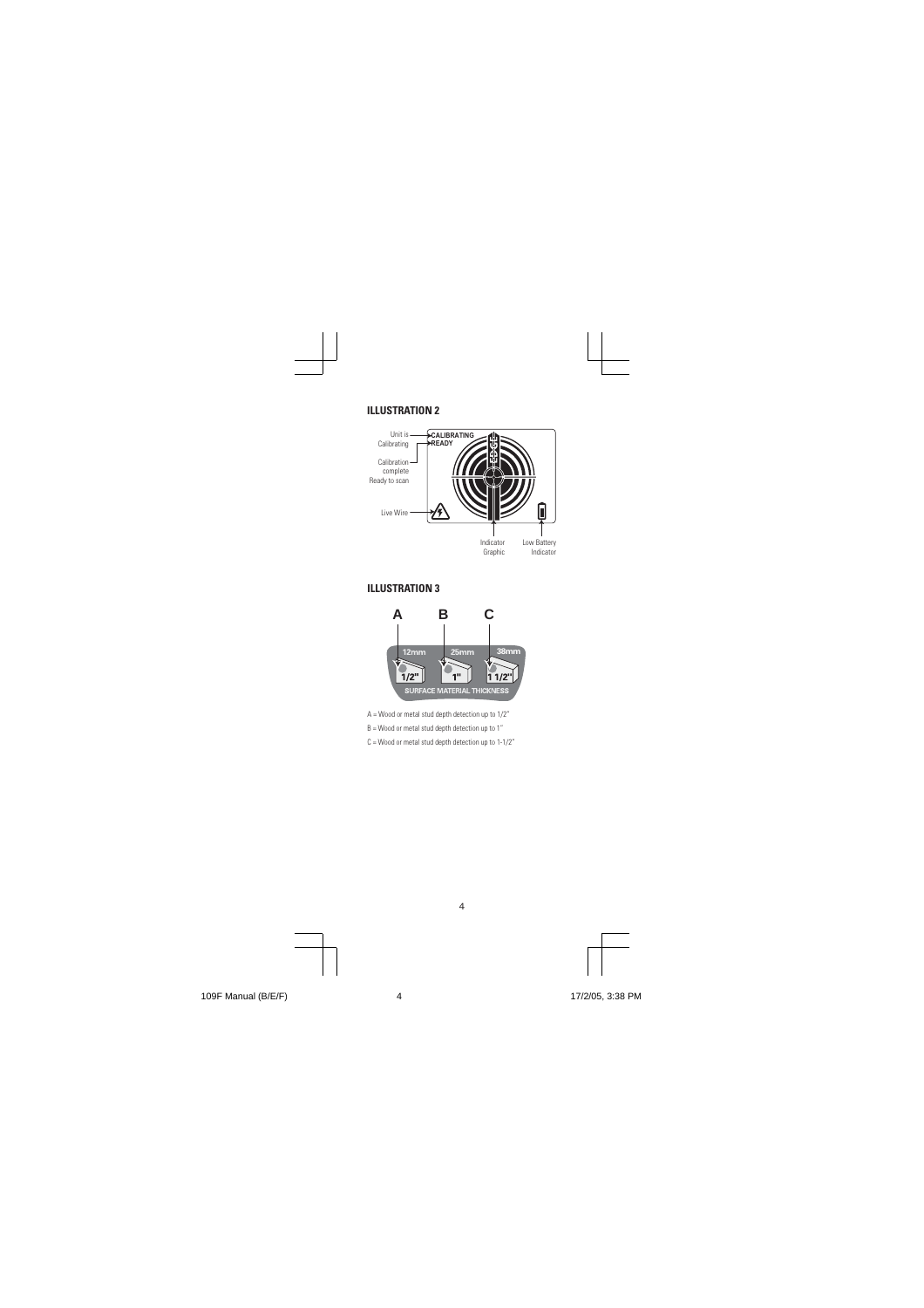## ILLUSTRATION 2

Unit is Calibrating — CALIBRATING

Calibration complete Ready to scan — READY

Live Wire

Indicator Graphic

Low Battery Indicator

## ILLUSTRATION 3

A B C

12mm 25mm 38mm

1/2" 1" 1 1/2"

SURFACE MATERIAL THICKNESS

A = Wood or metal stud depth detection up to 1/2"

B = Wood or metal stud depth detection up to 1"

C = Wood or metal stud depth detection up to 1-1/2"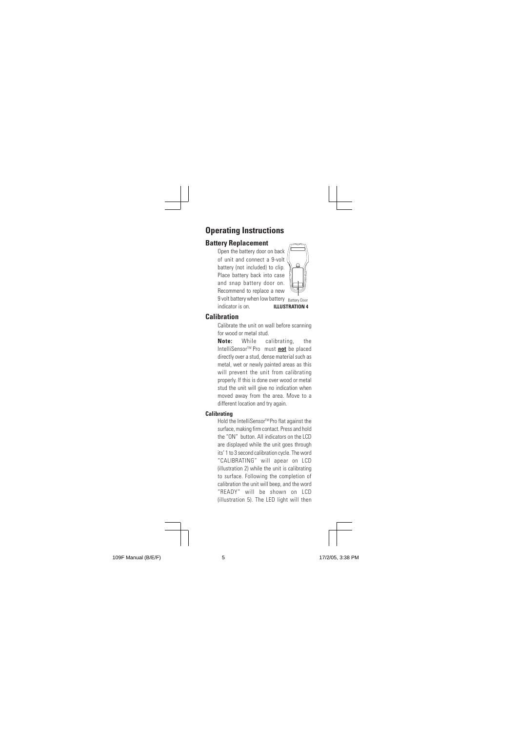## Operating Instructions

### Battery Replacement

Open the battery door on back of unit and connect a 9-volt battery (not included) to clip. Place battery back into case and snap battery door on. Recommend to replace a new 9 volt battery when low battery indicator is on.

Battery Door

**ILLUSTRATION 4**

### Calibration

Calibrate the unit on wall before scanning for wood or metal stud.

**Note:** While calibrating, the IntelliSensor™ Pro must **not** be placed directly over a stud, dense material such as metal, wet or newly painted areas as this will prevent the unit from calibrating properly. If this is done over wood or metal stud the unit will give no indication when moved away from the area. Move to a different location and try again.

#### Calibrating

Hold the IntelliSensor™ Pro flat against the surface, making firm contact. Press and hold the "ON" button. All indicators on the LCD are displayed while the unit goes through its' 1 to 3 second calibration cycle. The word "CALIBRATING" will apear on LCD (illustration 2) while the unit is calibrating to surface. Following the completion of calibration the unit will beep, and the word "READY" will be shown on LCD (illustration 5). The LED light will then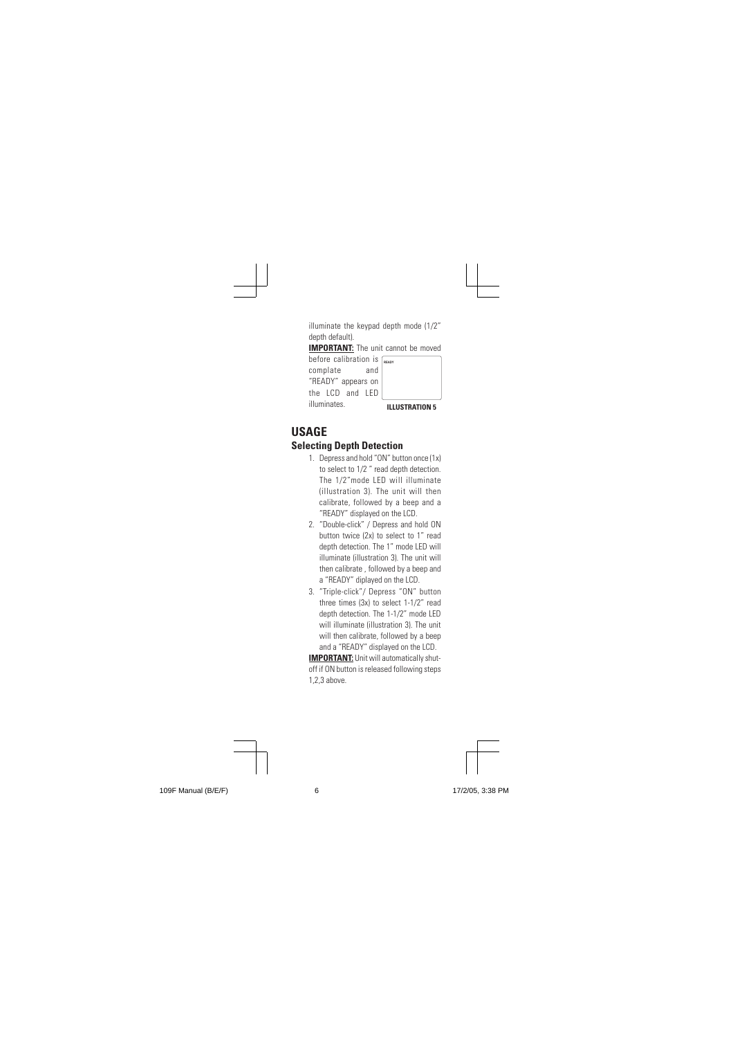illuminate the keypad depth mode (1/2" depth default).

**IMPORTANT:** The unit cannot be moved before calibration is complate and "READY" appears on the LCD and LED illuminates.

READY

**ILLUSTRATION 5**

# USAGE

## Selecting Depth Detection

1. Depress and hold "ON" button once (1x) to select to 1/2 " read depth detection. The 1/2"mode LED will illuminate (illustration 3). The unit will then calibrate, followed by a beep and a "READY" displayed on the LCD.
2. "Double-click" / Depress and hold ON button twice (2x) to select to 1" read depth detection. The 1" mode LED will illuminate (illustration 3). The unit will then calibrate , followed by a beep and a "READY" diplayed on the LCD.
3. "Triple-click"/ Depress "ON" button three times (3x) to select 1-1/2" read depth detection. The 1-1/2" mode LED will illuminate (illustration 3). The unit will then calibrate, followed by a beep and a "READY" displayed on the LCD.

**IMPORTANT:** Unit will automatically shut-off if ON button is released following steps 1,2,3 above.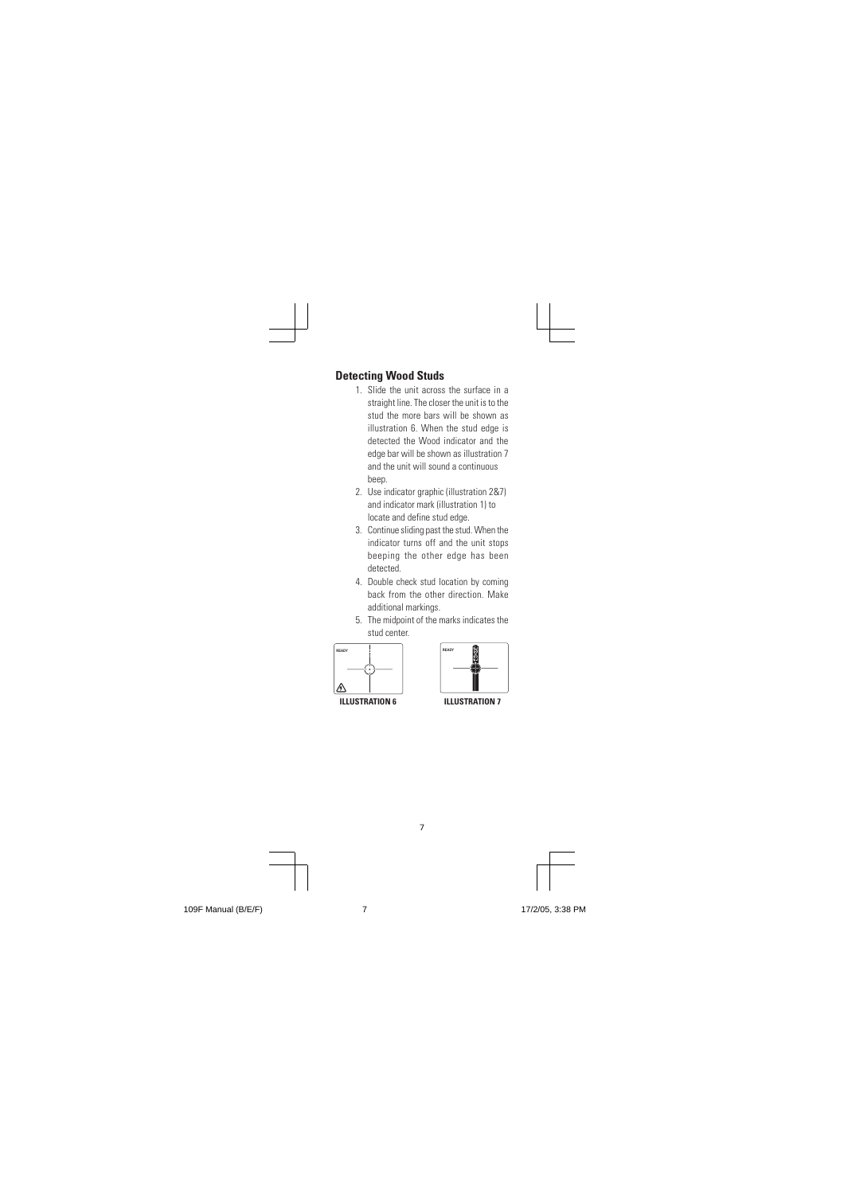## Detecting Wood Studs

1. Slide the unit across the surface in a straight line. The closer the unit is to the stud the more bars will be shown as illustration 6. When the stud edge is detected the Wood indicator and the edge bar will be shown as illustration 7 and the unit will sound a continuous beep.
2. Use indicator graphic (illustration 2&7) and indicator mark (illustration 1) to locate and define stud edge.
3. Continue sliding past the stud. When the indicator turns off and the unit stops beeping the other edge has been detected.
4. Double check stud location by coming back from the other direction. Make additional markings.
5. The midpoint of the marks indicates the stud center.

READY

**ILLUSTRATION 6**

READY

**ILLUSTRATION 7**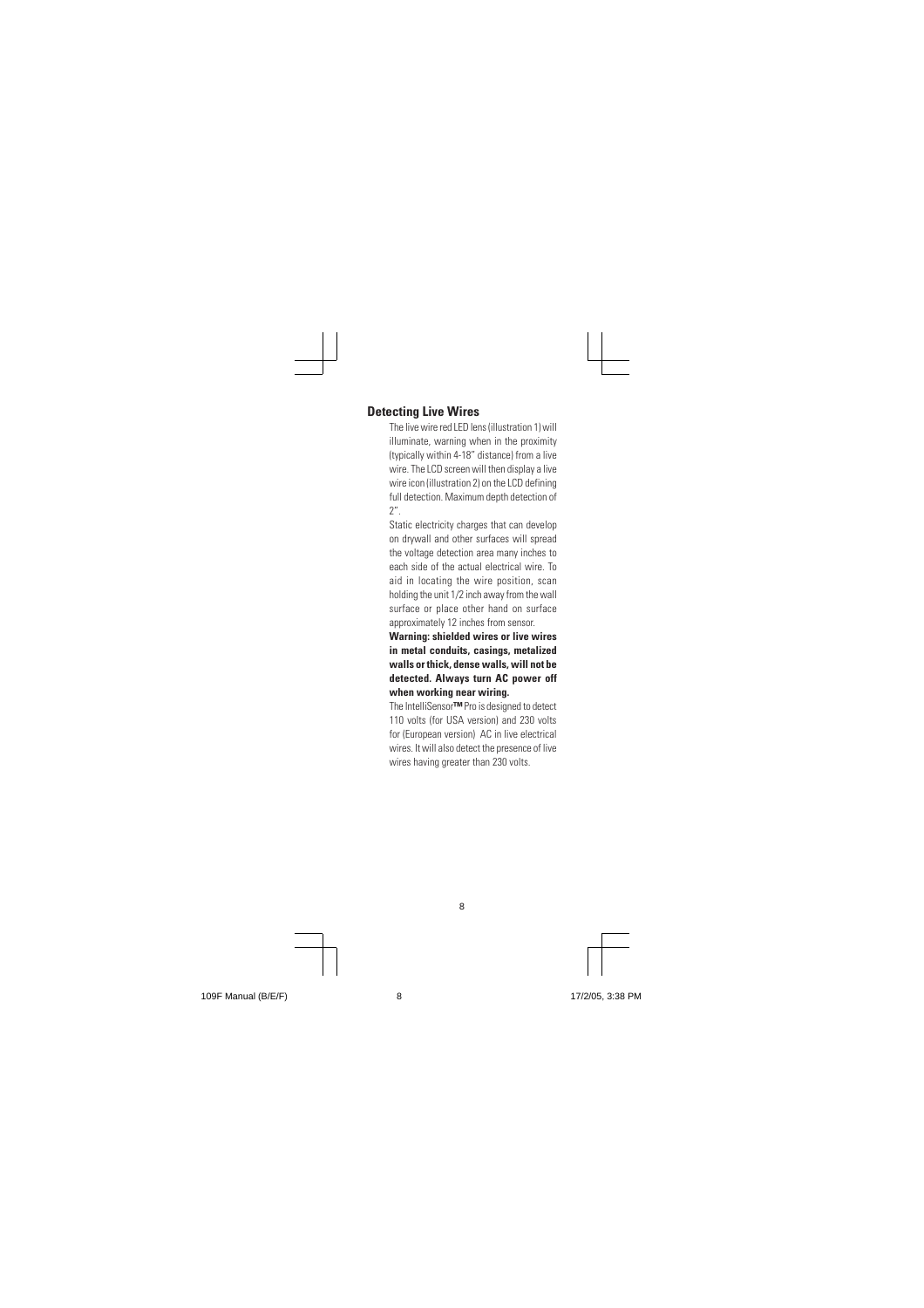## Detecting Live Wires

The live wire red LED lens (illustration 1) will illuminate, warning when in the proximity (typically within 4-18" distance) from a live wire. The LCD screen will then display a live wire icon (illustration 2) on the LCD defining full detection. Maximum depth detection of 2".

Static electricity charges that can develop on drywall and other surfaces will spread the voltage detection area many inches to each side of the actual electrical wire. To aid in locating the wire position, scan holding the unit 1/2 inch away from the wall surface or place other hand on surface approximately 12 inches from sensor.

**Warning: shielded wires or live wires in metal conduits, casings, metalized walls or thick, dense walls, will not be detected. Always turn AC power off when working near wiring.**

The IntelliSensor**™** Pro is designed to detect 110 volts (for USA version) and 230 volts for (European version) AC in live electrical wires. It will also detect the presence of live wires having greater than 230 volts.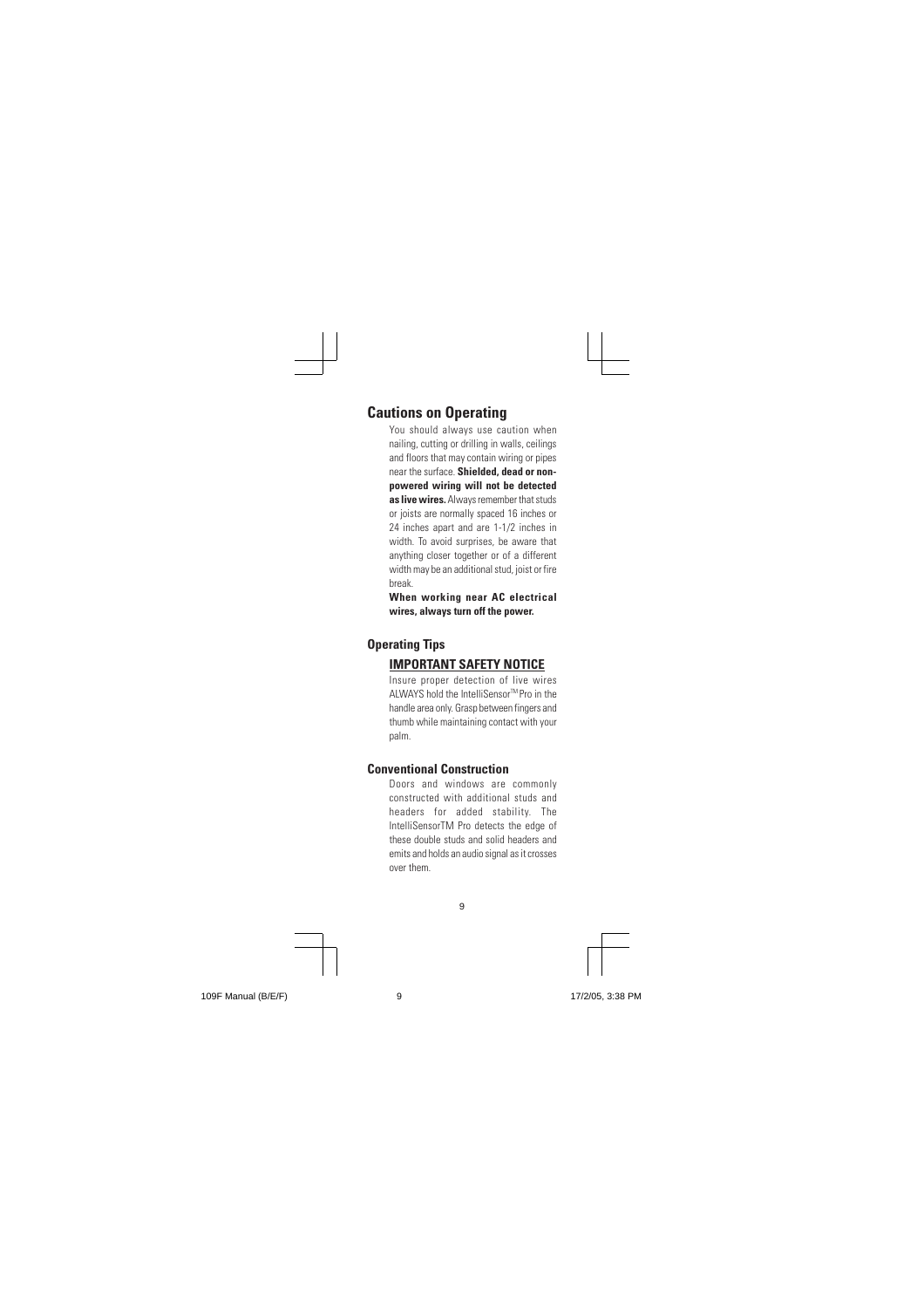## Cautions on Operating

You should always use caution when nailing, cutting or drilling in walls, ceilings and floors that may contain wiring or pipes near the surface. **Shielded, dead or non-powered wiring will not be detected as live wires.** Always remember that studs or joists are normally spaced 16 inches or 24 inches apart and are 1-1/2 inches in width. To avoid surprises, be aware that anything closer together or of a different width may be an additional stud, joist or fire break.

**When working near AC electrical wires, always turn off the power.**

## Operating Tips

### IMPORTANT SAFETY NOTICE

Insure proper detection of live wires ALWAYS hold the IntelliSensor™ Pro in the handle area only. Grasp between fingers and thumb while maintaining contact with your palm.

## Conventional Construction

Doors and windows are commonly constructed with additional studs and headers for added stability. The IntelliSensorTM Pro detects the edge of these double studs and solid headers and emits and holds an audio signal as it crosses over them.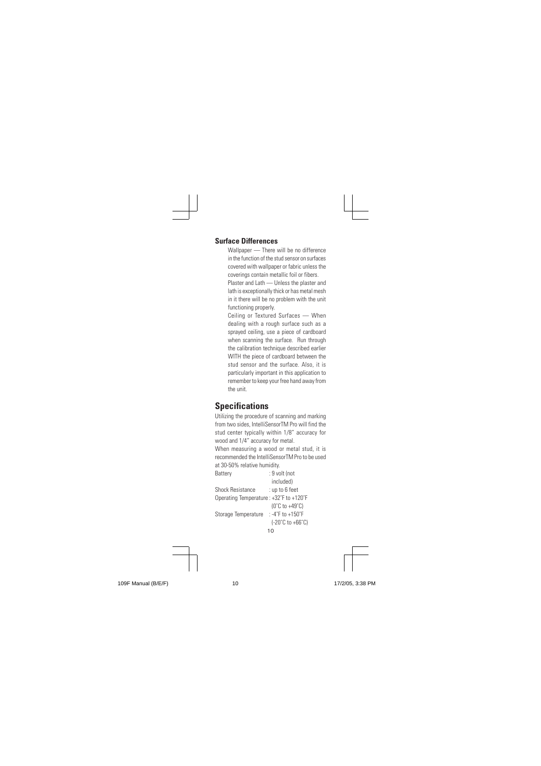### Surface Differences

Wallpaper — There will be no difference in the function of the stud sensor on surfaces covered with wallpaper or fabric unless the coverings contain metallic foil or fibers.

Plaster and Lath — Unless the plaster and lath is exceptionally thick or has metal mesh in it there will be no problem with the unit functioning properly.

Ceiling or Textured Surfaces — When dealing with a rough surface such as a sprayed ceiling, use a piece of cardboard when scanning the surface. Run through the calibration technique described earlier WITH the piece of cardboard between the stud sensor and the surface. Also, it is particularly important in this application to remember to keep your free hand away from the unit.

## Specifications

Utilizing the procedure of scanning and marking from two sides, IntelliSensorTM Pro will find the stud center typically within 1/8" accuracy for wood and 1/4" accuracy for metal.

When measuring a wood or metal stud, it is recommended the IntelliSensorTM Pro to be used at 30-50% relative humidity.

| | |
|---|---|
| Battery | : 9 volt (not included) |
| Shock Resistance | : up to 6 feet |
| Operating Temperature | : +32˚F to +120˚F (0˚C to +49˚C) |
| Storage Temperature | : -4˚F to +150˚F (-20˚C to +66˚C) |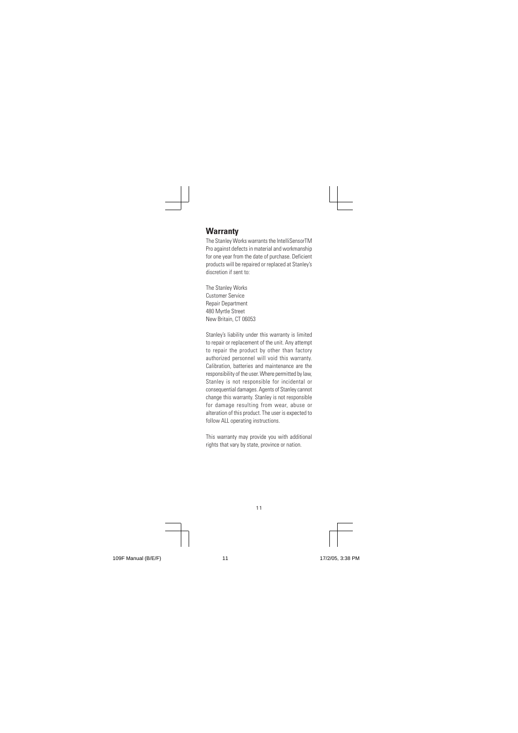## Warranty

The Stanley Works warrants the IntelliSensorTM Pro against defects in material and workmanship for one year from the date of purchase. Deficient products will be repaired or replaced at Stanley's discretion if sent to:

The Stanley Works
Customer Service
Repair Department
480 Myrtle Street
New Britain, CT 06053

Stanley's liability under this warranty is limited to repair or replacement of the unit. Any attempt to repair the product by other than factory authorized personnel will void this warranty. Calibration, batteries and maintenance are the responsibility of the user. Where permitted by law, Stanley is not responsible for incidental or consequential damages. Agents of Stanley cannot change this warranty. Stanley is not responsible for damage resulting from wear, abuse or alteration of this product. The user is expected to follow ALL operating instructions.

This warranty may provide you with additional rights that vary by state, province or nation.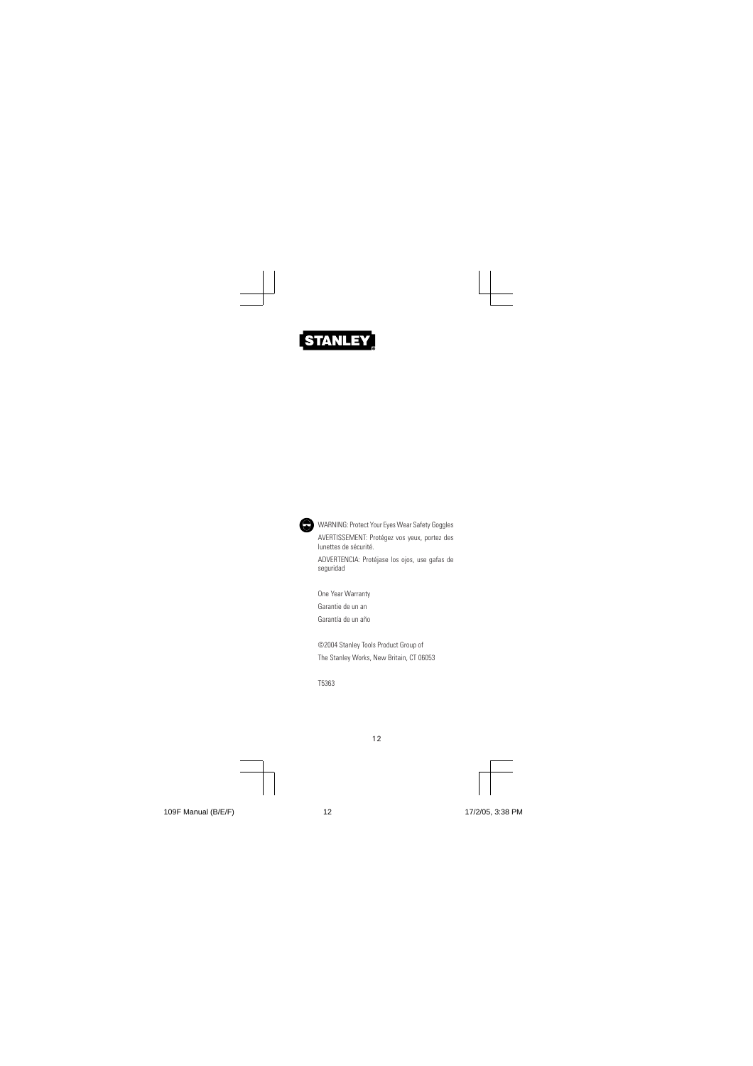STANLEY

WARNING: Protect Your Eyes Wear Safety Goggles

AVERTISSEMENT: Protégez vos yeux, portez des lunettes de sécurité.

ADVERTENCIA: Protéjase los ojos, use gafas de seguridad

One Year Warranty

Garantie de un an

Garantía de un año

©2004 Stanley Tools Product Group of

The Stanley Works, New Britain, CT 06053

T5363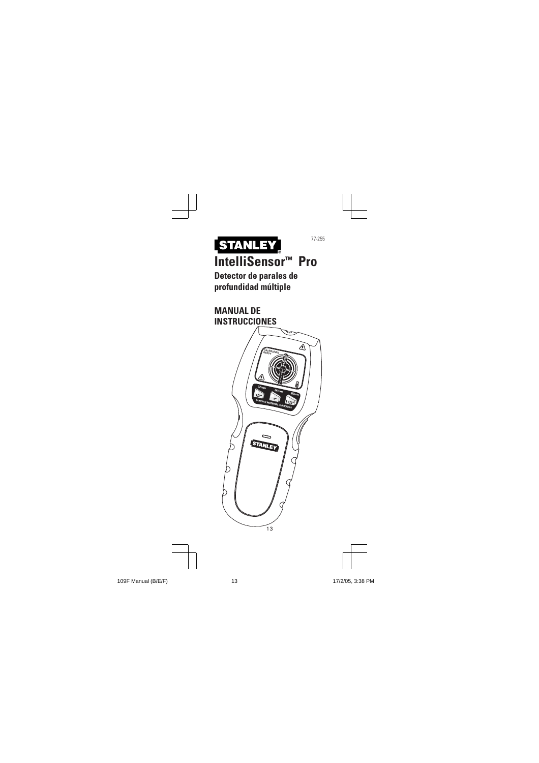77-255

# STANLEY®

# IntelliSensor™ Pro

## Detector de parales de profundidad múltiple

## MANUAL DE INSTRUCCIONES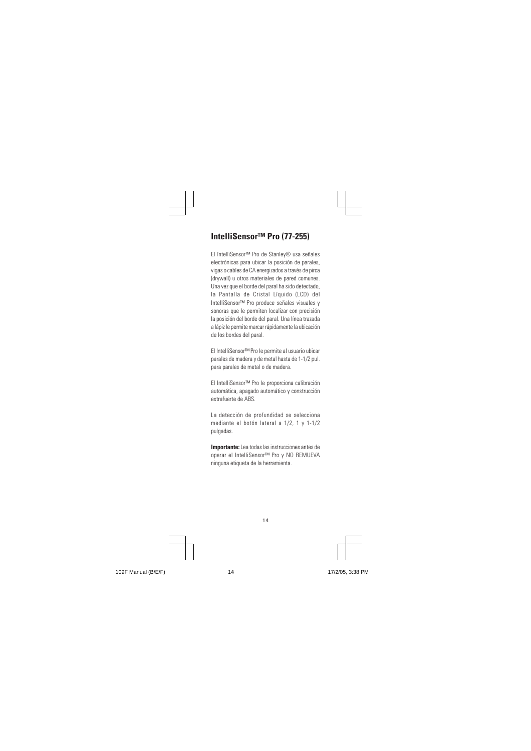## IntelliSensor™ Pro (77-255)

El IntelliSensor™ Pro de Stanley® usa señales electrónicas para ubicar la posición de parales, vigas o cables de CA energizados a través de pirca (drywall) u otros materiales de pared comunes. Una vez que el borde del paral ha sido detectado, la Pantalla de Cristal Líquido (LCD) del IntelliSensor™ Pro produce señales visuales y sonoras que le permiten localizar con precisión la posición del borde del paral. Una línea trazada a lápiz le permite marcar rápidamente la ubicación de los bordes del paral.

El IntelliSensor™ Pro le permite al usuario ubicar parales de madera y de metal hasta de 1-1/2 pul. para parales de metal o de madera.

El IntelliSensor™ Pro le proporciona calibración automática, apagado automático y construcción extrafuerte de ABS.

La detección de profundidad se selecciona mediante el botón lateral a 1/2, 1 y 1-1/2 pulgadas.

**Importante:** Lea todas las instrucciones antes de operar el IntelliSensor™ Pro y NO REMUEVA ninguna etiqueta de la herramienta.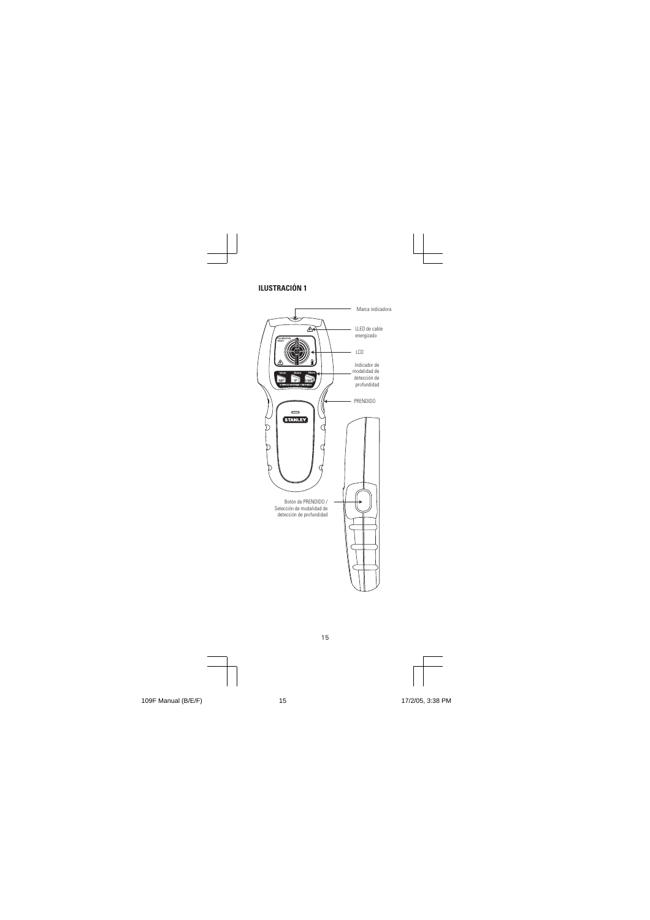**ILUSTRACIÓN 1**

Marca indicadora

LLED de cable energizado

LCD

Indicador de modalidad de detección de profundidad

PRENDIDO

Botón de PRENDIDO / Selección de modalidad de detección de profundidad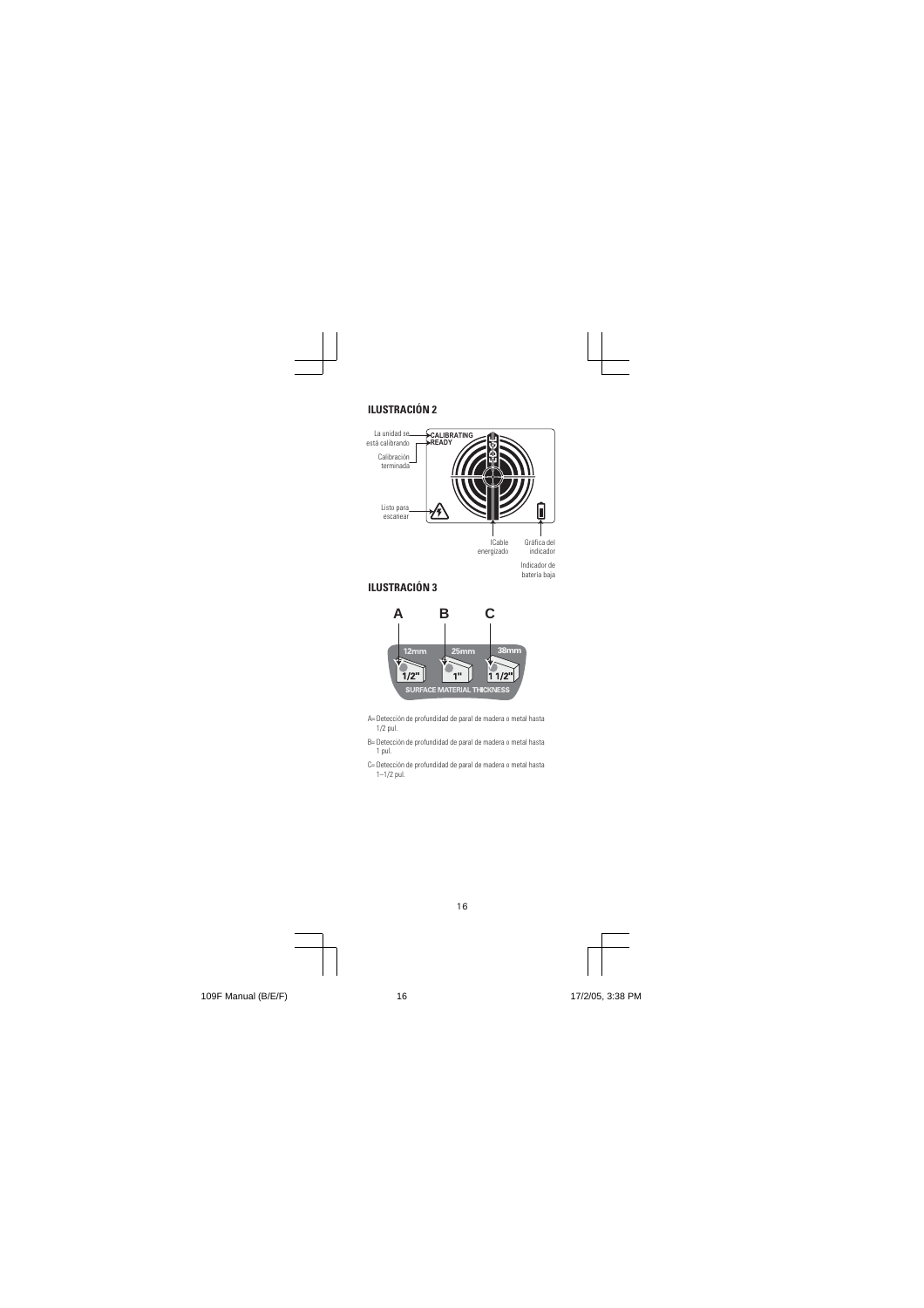### ILUSTRACIÓN 2

La unidad se está calibrando — CALIBRATING

Calibración terminada — READY

Listo para escanear

ICable energizado

Gráfica del indicador

Indicador de batería baja

### ILUSTRACIÓN 3

A B C

12mm 25mm 38mm

1/2" 1" 1 1/2"

SURFACE MATERIAL THICKNESS

A= Detección de profundidad de paral de madera o metal hasta 1/2 pul.

B= Detección de profundidad de paral de madera o metal hasta 1 pul.

C= Detección de profundidad de paral de madera o metal hasta 1–1/2 pul.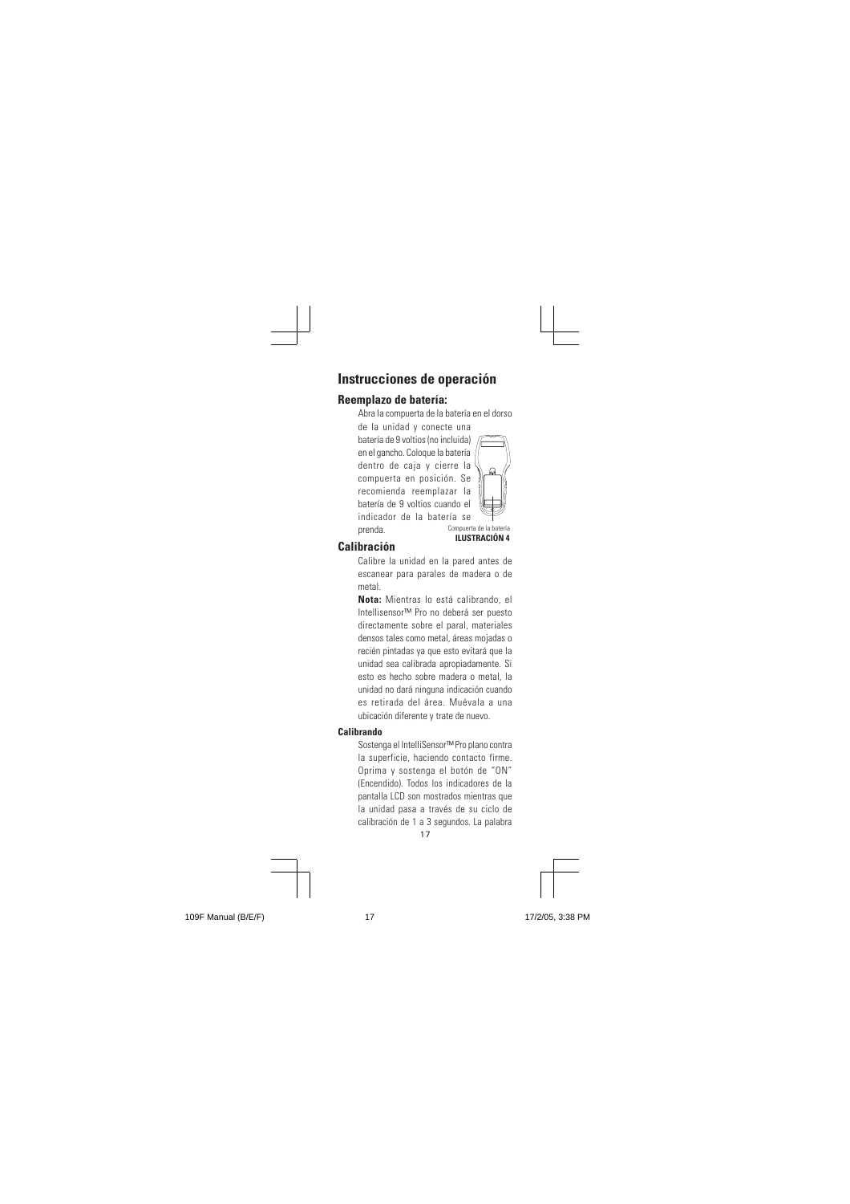# Instrucciones de operación

## Reemplazo de batería:

Abra la compuerta de la batería en el dorso de la unidad y conecte una batería de 9 voltios (no incluida) en el gancho. Coloque la batería dentro de caja y cierre la compuerta en posición. Se recomienda reemplazar la batería de 9 voltios cuando el indicador de la batería se prenda.

Compuerta de la batería

**ILUSTRACIÓN 4**

## Calibración

Calibre la unidad en la pared antes de escanear para parales de madera o de metal.

**Nota:** Mientras lo está calibrando, el Intellisensor™ Pro no deberá ser puesto directamente sobre el paral, materiales densos tales como metal, áreas mojadas o recién pintadas ya que esto evitará que la unidad sea calibrada apropiadamente. Si esto es hecho sobre madera o metal, la unidad no dará ninguna indicación cuando es retirada del área. Muévala a una ubicación diferente y trate de nuevo.

**Calibrando**

Sostenga el IntelliSensor™ Pro plano contra la superficie, haciendo contacto firme. Oprima y sostenga el botón de "ON" (Encendido). Todos los indicadores de la pantalla LCD son mostrados mientras que la unidad pasa a través de su ciclo de calibración de 1 a 3 segundos. La palabra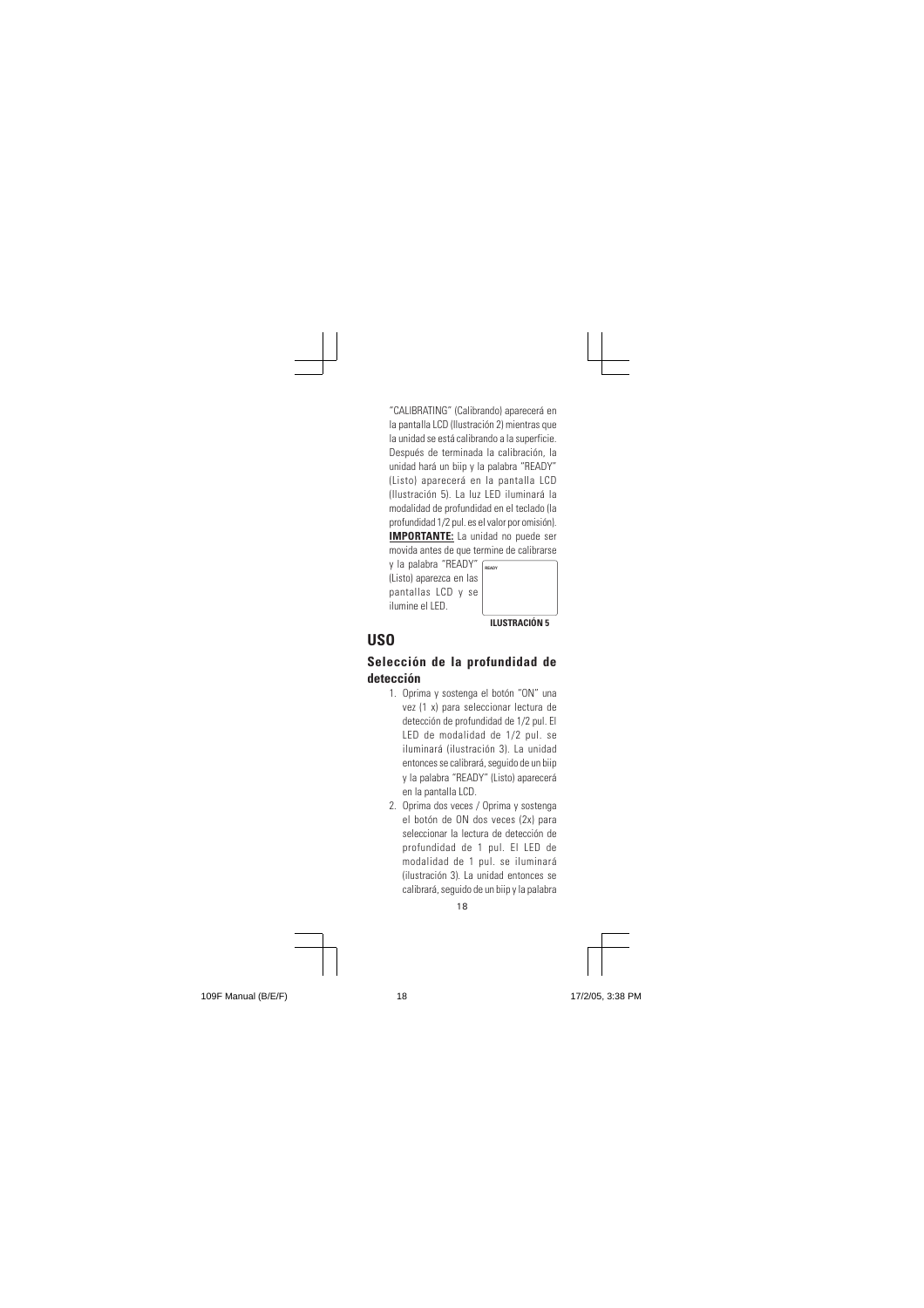"CALIBRATING" (Calibrando) aparecerá en la pantalla LCD (Ilustración 2) mientras que la unidad se está calibrando a la superficie. Después de terminada la calibración, la unidad hará un biip y la palabra "READY" (Listo) aparecerá en la pantalla LCD (Ilustración 5). La luz LED iluminará la modalidad de profundidad en el teclado (la profundidad 1/2 pul. es el valor por omisión).

**IMPORTANTE:** La unidad no puede ser movida antes de que termine de calibrarse y la palabra "READY" (Listo) aparezca en las pantallas LCD y se ilumine el LED.

READY

**ILUSTRACIÓN 5**

## USO

### Selección de la profundidad de detección

1. Oprima y sostenga el botón "ON" una vez (1 x) para seleccionar lectura de detección de profundidad de 1/2 pul. El LED de modalidad de 1/2 pul. se iluminará (ilustración 3). La unidad entonces se calibrará, seguido de un biip y la palabra "READY" (Listo) aparecerá en la pantalla LCD.
2. Oprima dos veces / Oprima y sostenga el botón de ON dos veces (2x) para seleccionar la lectura de detección de profundidad de 1 pul. El LED de modalidad de 1 pul. se iluminará (ilustración 3). La unidad entonces se calibrará, seguido de un biip y la palabra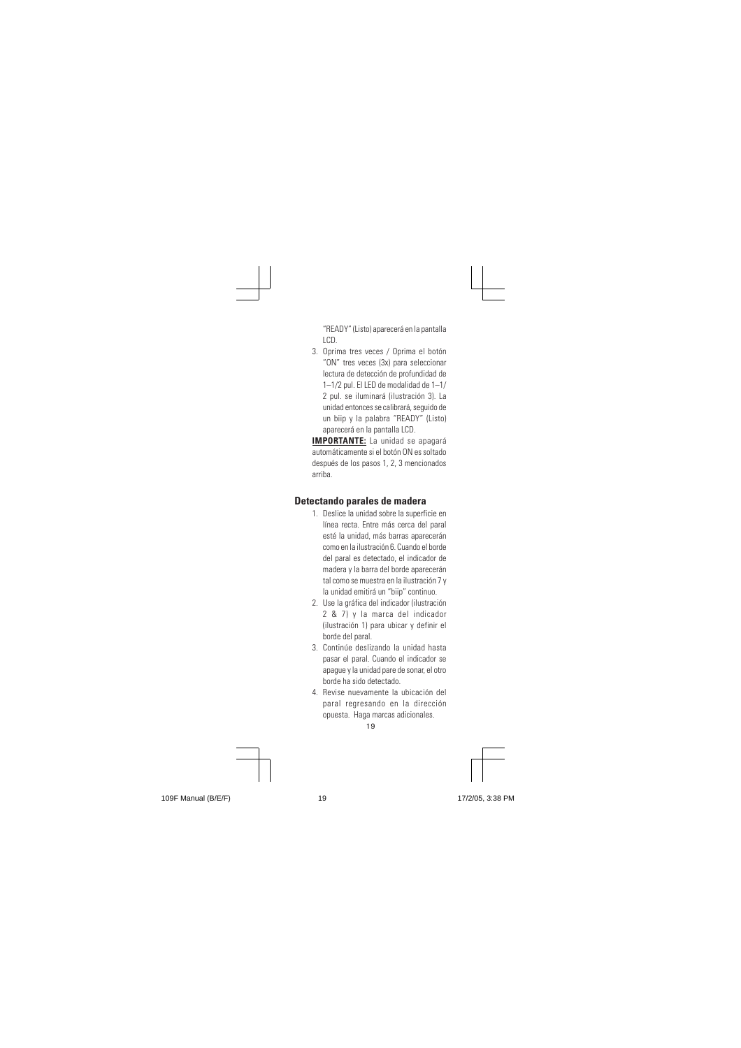"READY" (Listo) aparecerá en la pantalla LCD.

3. Oprima tres veces / Oprima el botón "ON" tres veces (3x) para seleccionar lectura de detección de profundidad de 1–1/2 pul. El LED de modalidad de 1–1/2 pul. se iluminará (ilustración 3). La unidad entonces se calibrará, seguido de un biip y la palabra "READY" (Listo) aparecerá en la pantalla LCD.

**IMPORTANTE:** La unidad se apagará automáticamente si el botón ON es soltado después de los pasos 1, 2, 3 mencionados arriba.

## Detectando parales de madera

1. Deslice la unidad sobre la superficie en línea recta. Entre más cerca del paral esté la unidad, más barras aparecerán como en la ilustración 6. Cuando el borde del paral es detectado, el indicador de madera y la barra del borde aparecerán tal como se muestra en la ilustración 7 y la unidad emitirá un "biip" continuo.
2. Use la gráfica del indicador (ilustración 2 & 7) y la marca del indicador (ilustración 1) para ubicar y definir el borde del paral.
3. Continúe deslizando la unidad hasta pasar el paral. Cuando el indicador se apague y la unidad pare de sonar, el otro borde ha sido detectado.
4. Revise nuevamente la ubicación del paral regresando en la dirección opuesta. Haga marcas adicionales.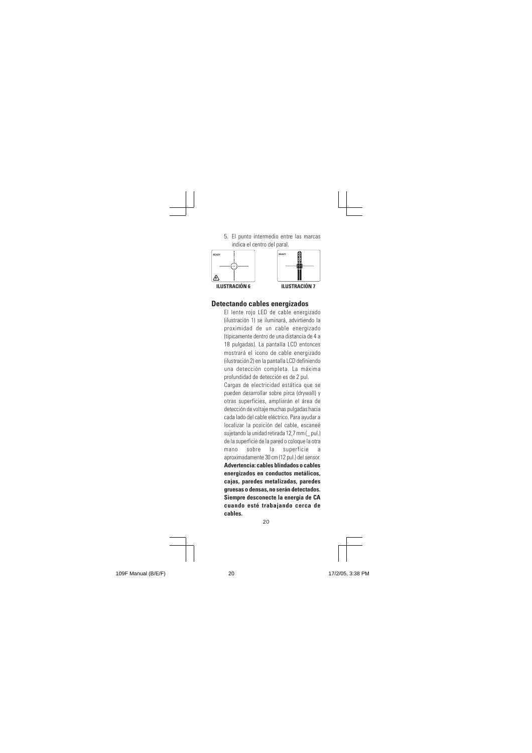5. El punto intermedio entre las marcas indica el centro del paral.

ILUSTRACIÓN 6

ILUSTRACIÓN 7

## Detectando cables energizados

El lente rojo LED de cable energizado (ilustración 1) se iluminará, advirtiendo la proximidad de un cable energizado (típicamente dentro de una distancia de 4 a 18 pulgadas). La pantalla LCD entonces mostrará el icono de cable energizado (ilustración 2) en la pantalla LCD definiendo una detección completa. La máxima profundidad de detección es de 2 pul.

Cargas de electricidad estática que se pueden desarrollar sobre pirca (drywall) y otras superficies, ampliarán el área de detección de voltaje muchas pulgadas hacia cada lado del cable eléctrico. Para ayudar a localizar la posición del cable, escaneé sujetando la unidad retirada 12,7 mm (_ pul.) de la superficie de la pared o coloque la otra mano sobre la superficie a aproximadamente 30 cm (12 pul.) del sensor.

**Advertencia: cables blindados o cables energizados en conductos metálicos, cajas, paredes metalizadas, paredes gruesas o densas, no serán detectados. Siempre desconecte la energía de CA cuando esté trabajando cerca de cables.**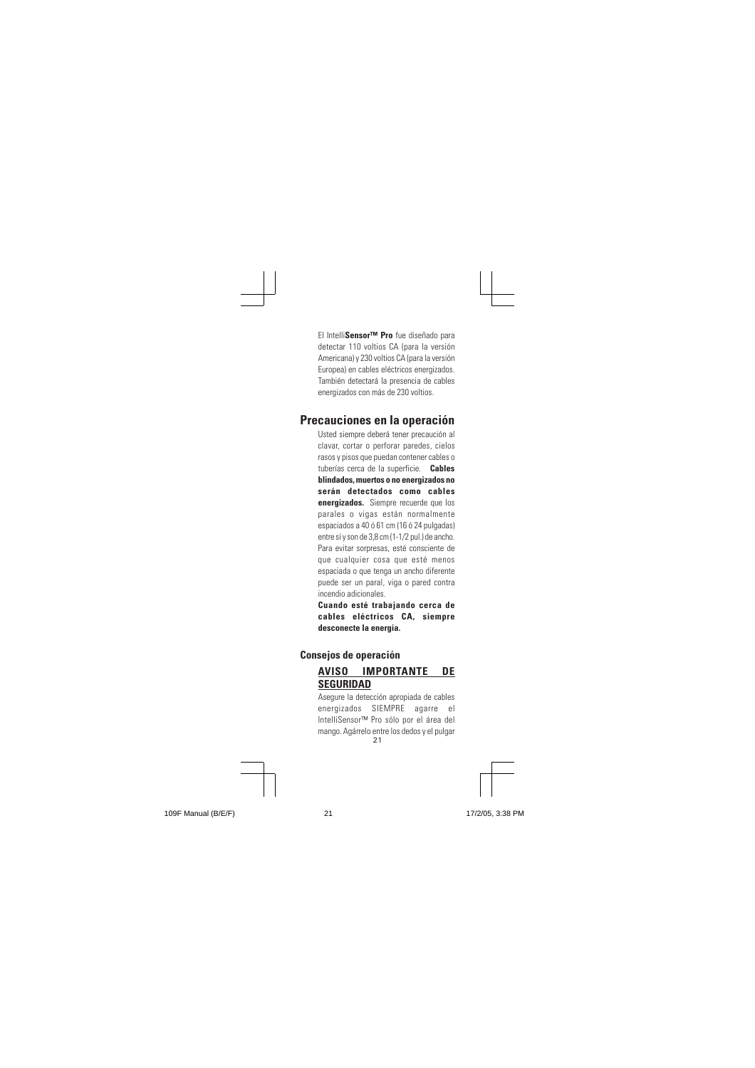El Intelli**Sensor™ Pro** fue diseñado para detectar 110 voltios CA (para la versión Americana) y 230 voltios CA (para la versión Europea) en cables eléctricos energizados. También detectará la presencia de cables energizados con más de 230 voltios.

## Precauciones en la operación

Usted siempre deberá tener precaución al clavar, cortar o perforar paredes, cielos rasos y pisos que puedan contener cables o tuberías cerca de la superficie. **Cables blindados, muertos o no energizados no serán detectados como cables energizados.** Siempre recuerde que los parales o vigas están normalmente espaciados a 40 ó 61 cm (16 ó 24 pulgadas) entre sí y son de 3,8 cm (1-1/2 pul.) de ancho. Para evitar sorpresas, esté consciente de que cualquier cosa que esté menos espaciada o que tenga un ancho diferente puede ser un paral, viga o pared contra incendio adicionales.

**Cuando esté trabajando cerca de cables eléctricos CA, siempre desconecte la energía.**

### Consejos de operación

**<u>AVISO IMPORTANTE DE SEGURIDAD</u>**

Asegure la detección apropiada de cables energizados SIEMPRE agarre el IntelliSensor™ Pro sólo por el área del mango. Agárrelo entre los dedos y el pulgar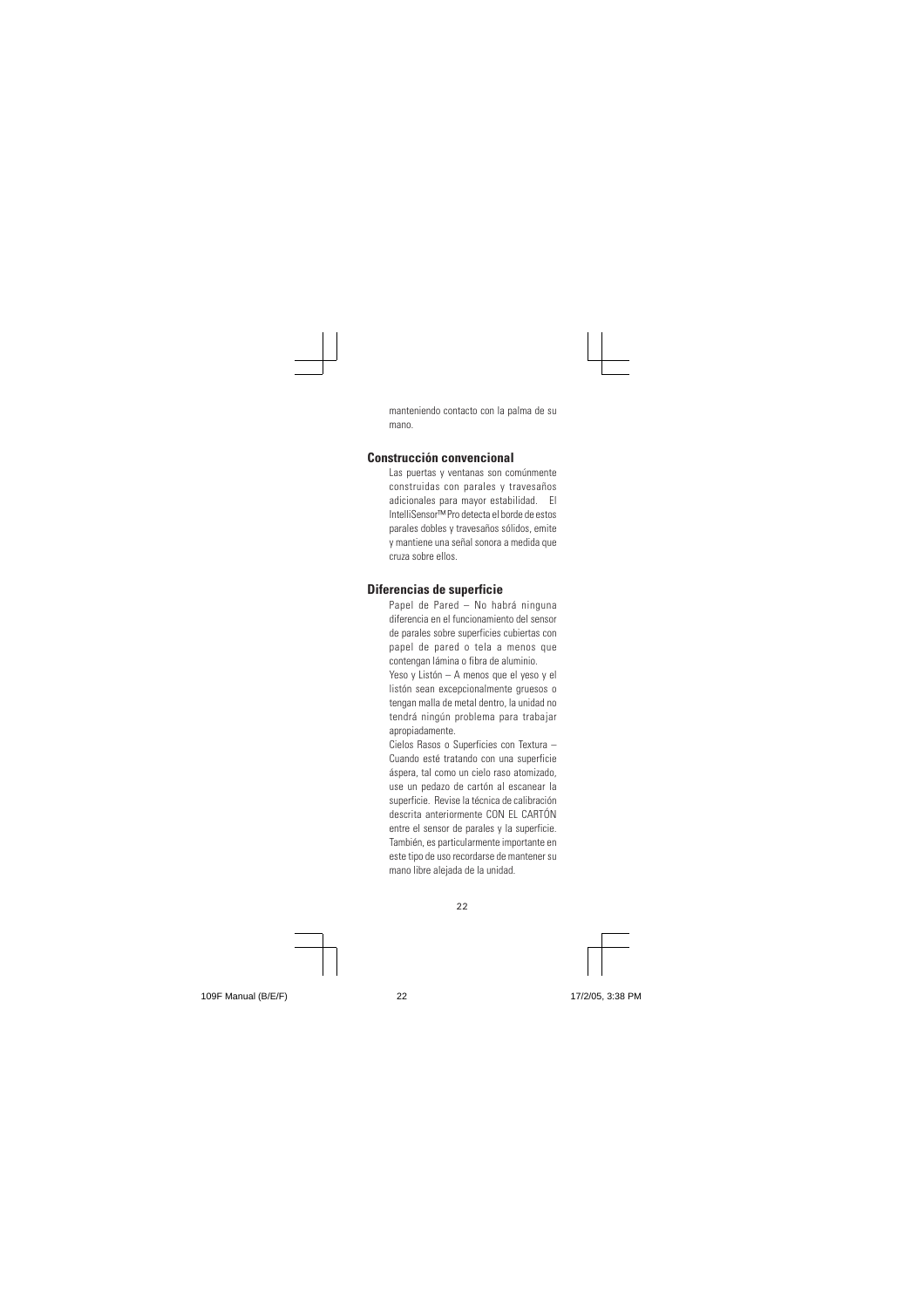manteniendo contacto con la palma de su mano.

## Construcción convencional

Las puertas y ventanas son comúnmente construidas con parales y travesaños adicionales para mayor estabilidad. El IntelliSensor™ Pro detecta el borde de estos parales dobles y travesaños sólidos, emite y mantiene una señal sonora a medida que cruza sobre ellos.

## Diferencias de superficie

Papel de Pared – No habrá ninguna diferencia en el funcionamiento del sensor de parales sobre superficies cubiertas con papel de pared o tela a menos que contengan lámina o fibra de aluminio.

Yeso y Listón – A menos que el yeso y el listón sean excepcionalmente gruesos o tengan malla de metal dentro, la unidad no tendrá ningún problema para trabajar apropiadamente.

Cielos Rasos o Superficies con Textura – Cuando esté tratando con una superficie áspera, tal como un cielo raso atomizado, use un pedazo de cartón al escanear la superficie. Revise la técnica de calibración descrita anteriormente CON EL CARTÓN entre el sensor de parales y la superficie. También, es particularmente importante en este tipo de uso recordarse de mantener su mano libre alejada de la unidad.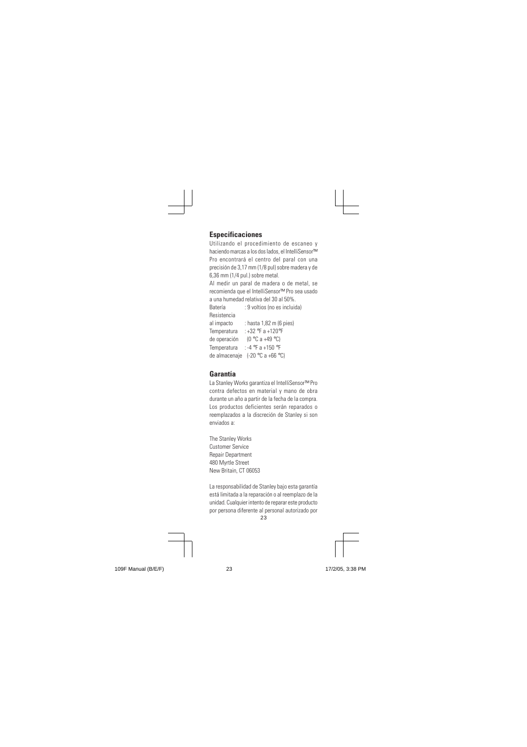## Especificaciones

Utilizando el procedimiento de escaneo y haciendo marcas a los dos lados, el IntelliSensor™ Pro encontrará el centro del paral con una precisión de 3,17 mm (1/8 pul) sobre madera y de 6,36 mm (1/4 pul.) sobre metal.

Al medir un paral de madera o de metal, se recomienda que el IntelliSensor™ Pro sea usado a una humedad relativa del 30 al 50%.

| | |
|---|---|
| Batería | : 9 voltios (no es incluida) |
| Resistencia al impacto | : hasta 1,82 m (6 pies) |
| Temperatura de operación | : +32 °F a +120°F (0 °C a +49 °C) |
| Temperatura de almacenaje | : -4 °F a +150 °F (-20 °C a +66 °C) |

## Garantía

La Stanley Works garantiza el IntelliSensor™ Pro contra defectos en material y mano de obra durante un año a partir de la fecha de la compra. Los productos deficientes serán reparados o reemplazados a la discreción de Stanley si son enviados a:

The Stanley Works
Customer Service
Repair Department
480 Myrtle Street
New Britain, CT 06053

La responsabilidad de Stanley bajo esta garantía está limitada a la reparación o al reemplazo de la unidad. Cualquier intento de reparar este producto por persona diferente al personal autorizado por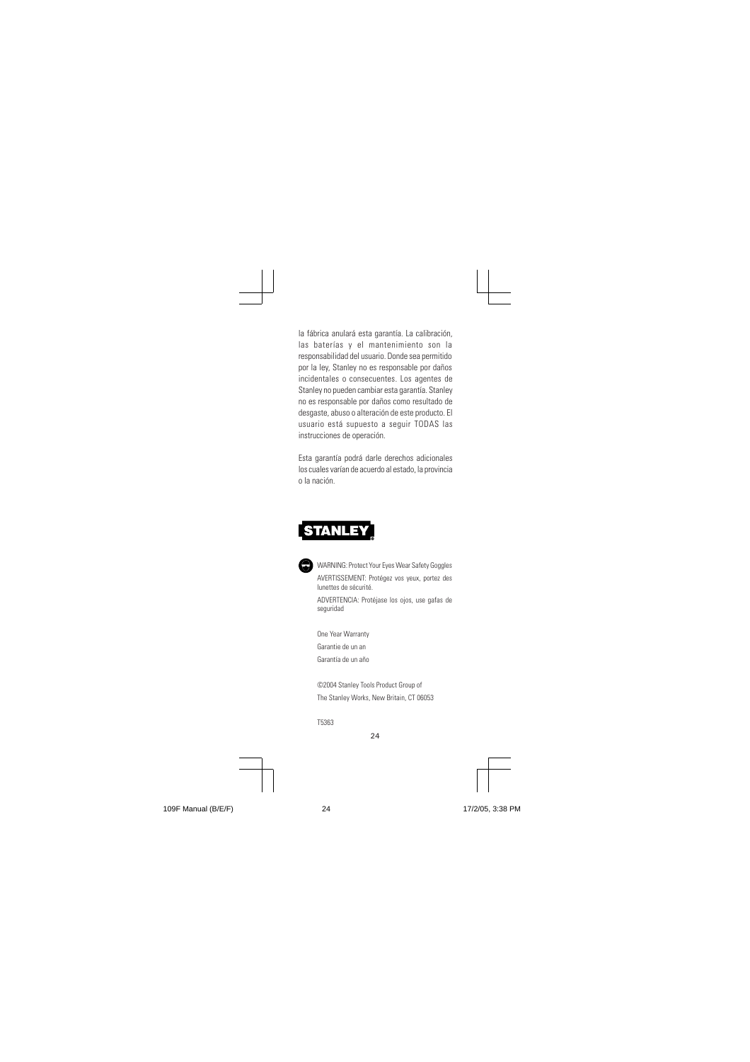la fábrica anulará esta garantía. La calibración, las baterías y el mantenimiento son la responsabilidad del usuario. Donde sea permitido por la ley, Stanley no es responsable por daños incidentales o consecuentes. Los agentes de Stanley no pueden cambiar esta garantía. Stanley no es responsable por daños como resultado de desgaste, abuso o alteración de este producto. El usuario está supuesto a seguir TODAS las instrucciones de operación.

Esta garantía podrá darle derechos adicionales los cuales varían de acuerdo al estado, la provincia o la nación.

STANLEY®

WARNING: Protect Your Eyes Wear Safety Goggles

AVERTISSEMENT: Protégez vos yeux, portez des lunettes de sécurité.

ADVERTENCIA: Protéjase los ojos, use gafas de seguridad

One Year Warranty

Garantie de un an

Garantía de un año

©2004 Stanley Tools Product Group of

The Stanley Works, New Britain, CT 06053

T5363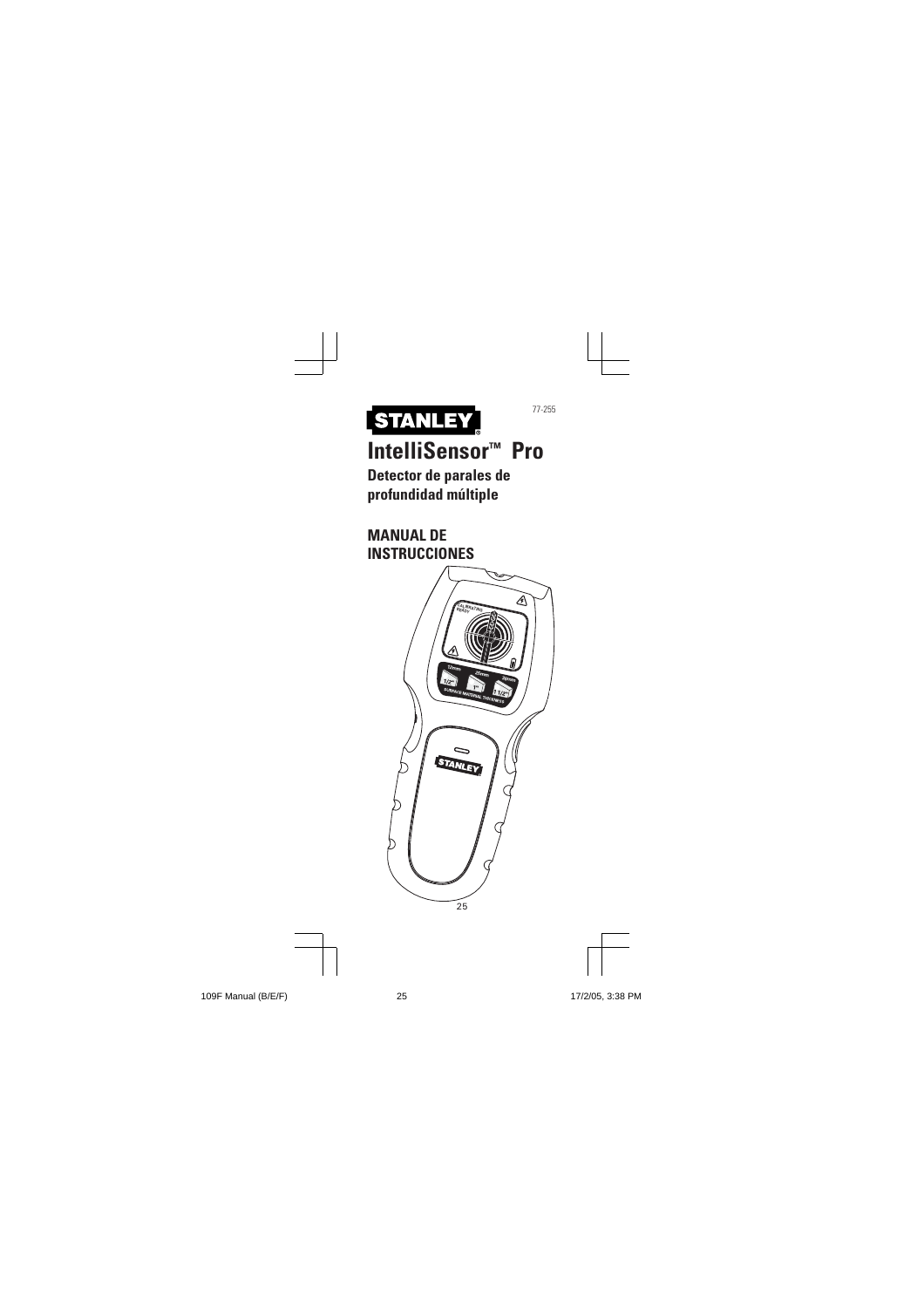77-255

STANLEY

# IntelliSensor™ Pro

## Detector de parales de profundidad múltiple

## MANUAL DE INSTRUCCIONES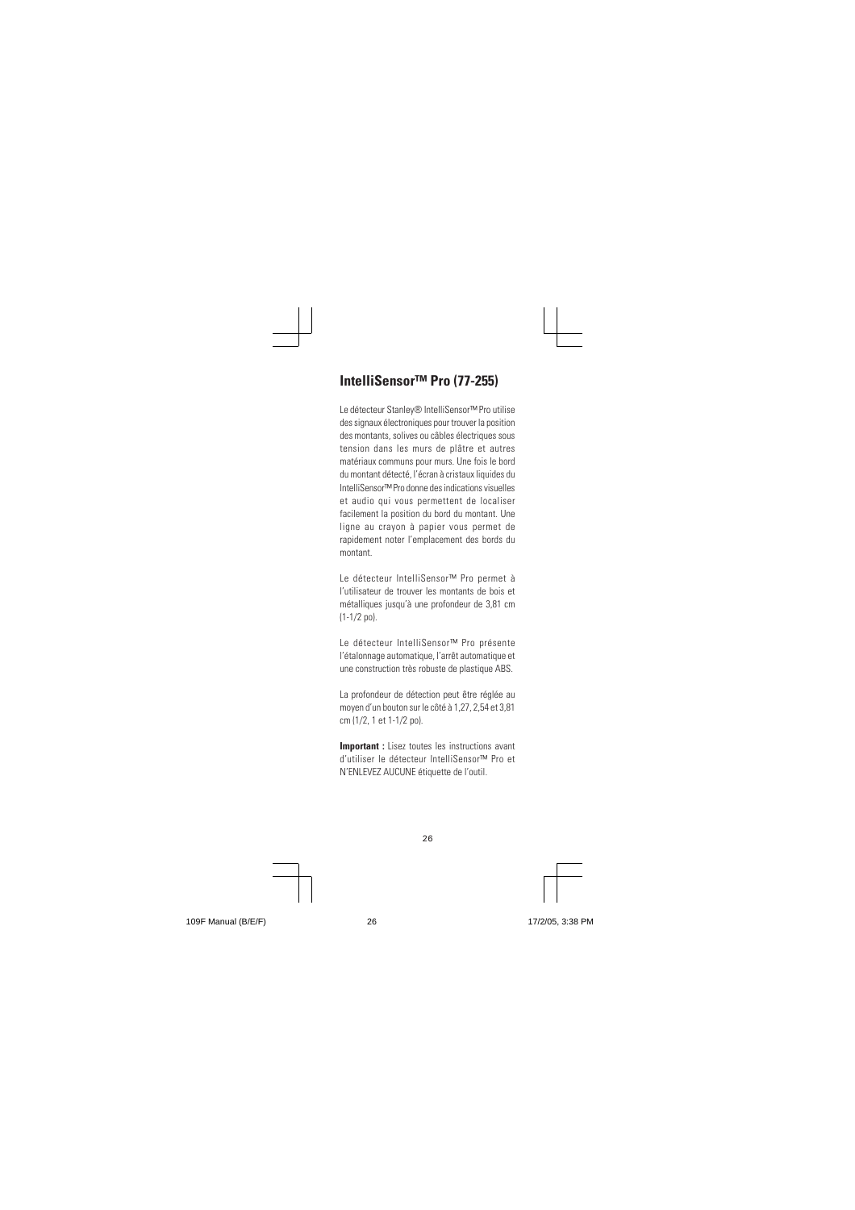## IntelliSensor™ Pro (77-255)

Le détecteur Stanley® IntelliSensor™ Pro utilise des signaux électroniques pour trouver la position des montants, solives ou câbles électriques sous tension dans les murs de plâtre et autres matériaux communs pour murs. Une fois le bord du montant détecté, l'écran à cristaux liquides du IntelliSensor™ Pro donne des indications visuelles et audio qui vous permettent de localiser facilement la position du bord du montant. Une ligne au crayon à papier vous permet de rapidement noter l'emplacement des bords du montant.

Le détecteur IntelliSensor™ Pro permet à l'utilisateur de trouver les montants de bois et métalliques jusqu'à une profondeur de 3,81 cm (1-1/2 po).

Le détecteur IntelliSensor™ Pro présente l'étalonnage automatique, l'arrêt automatique et une construction très robuste de plastique ABS.

La profondeur de détection peut être réglée au moyen d'un bouton sur le côté à 1,27, 2,54 et 3,81 cm (1/2, 1 et 1-1/2 po).

**Important :** Lisez toutes les instructions avant d'utiliser le détecteur IntelliSensor™ Pro et N'ENLEVEZ AUCUNE étiquette de l'outil.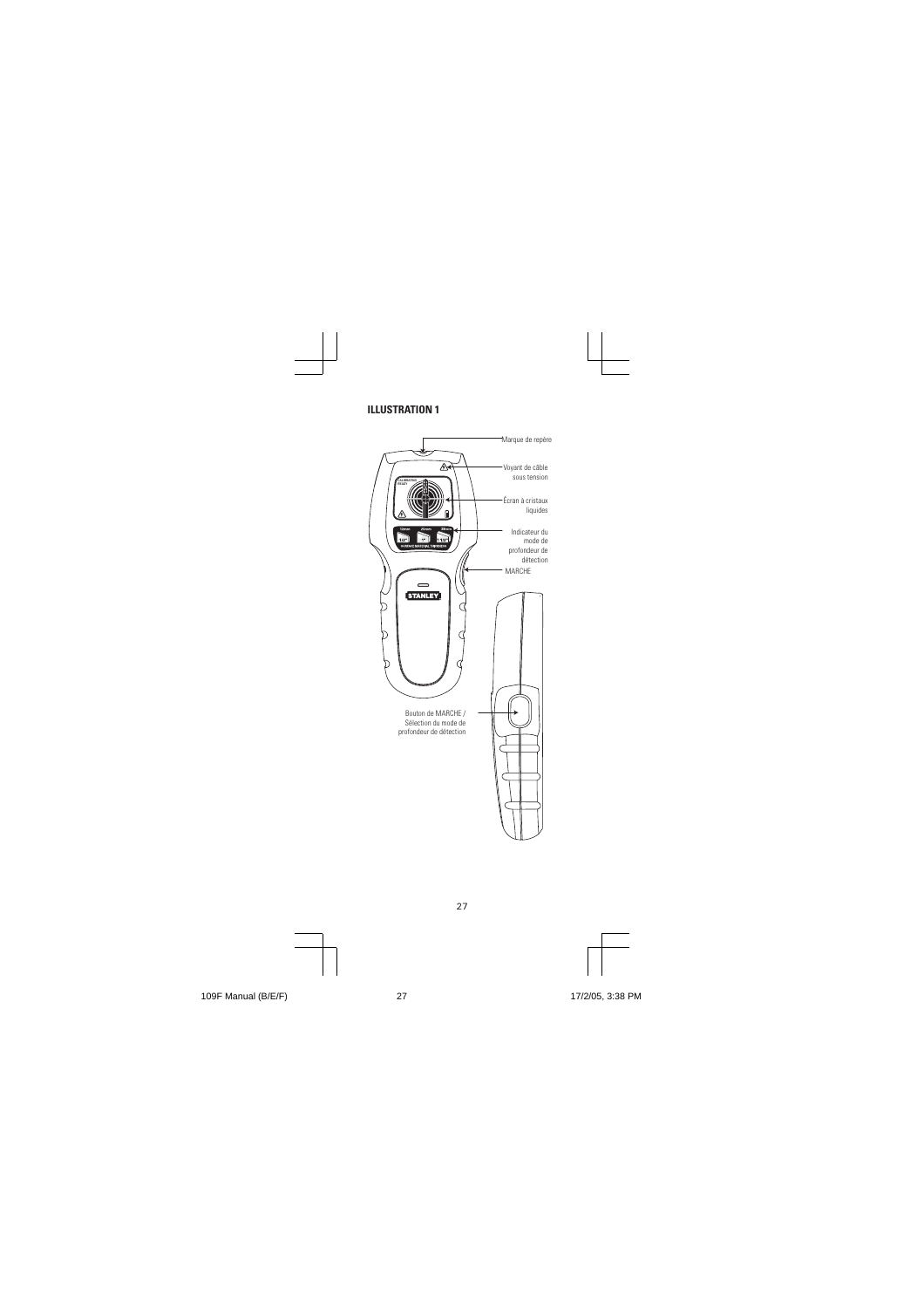**ILLUSTRATION 1**

Marque de repère

Voyant de câble sous tension

Écran à cristaux liquides

Indicateur du mode de profondeur de détection

MARCHE

Bouton de MARCHE / Sélection du mode de profondeur de détection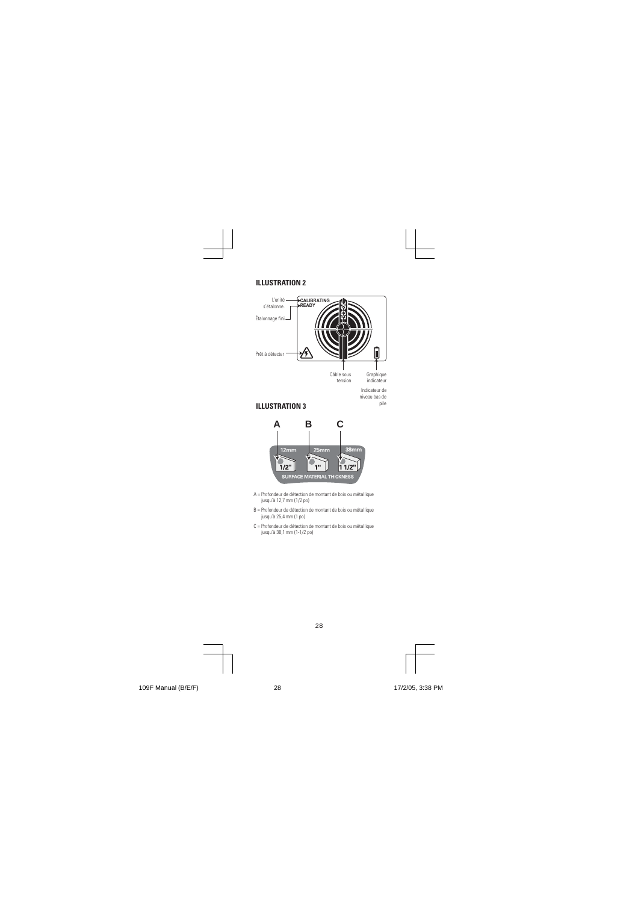## ILLUSTRATION 2

L'unité s'étalonne. — CALIBRATING

Étalonnage fini — READY

Prêt à détecter

Câble sous tension

Graphique indicateur

Indicateur de niveau bas de pile

## ILLUSTRATION 3

A B C

12mm 25mm 38mm

1/2" 1" 1 1/2"

SURFACE MATERIAL THICKNESS

A = Profondeur de détection de montant de bois ou métallique jusqu'à 12,7 mm (1/2 po)

B = Profondeur de détection de montant de bois ou métallique jusqu'à 25,4 mm (1 po)

C = Profondeur de détection de montant de bois ou métallique jusqu'à 38,1 mm (1-1/2 po)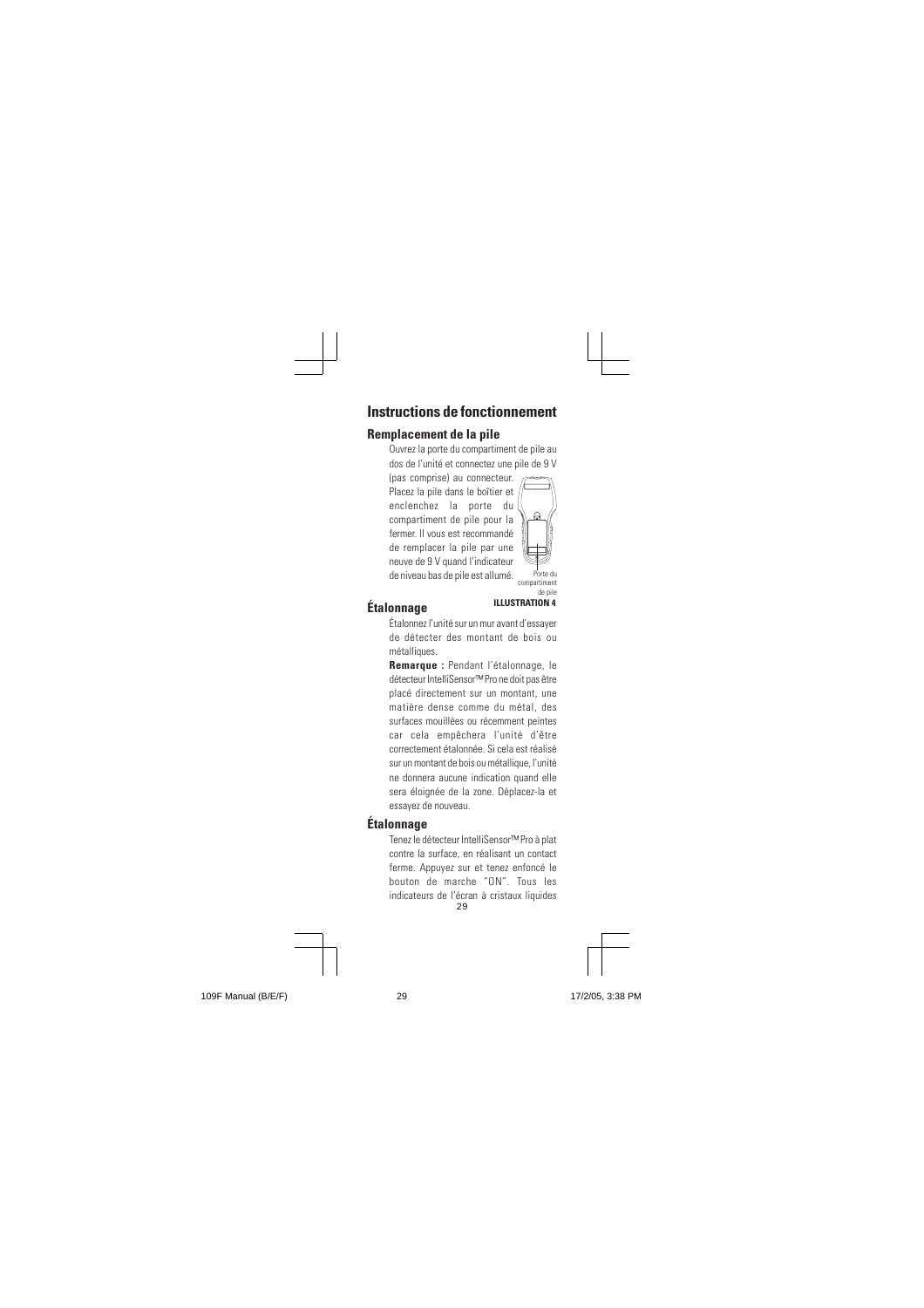## Instructions de fonctionnement

### Remplacement de la pile

Ouvrez la porte du compartiment de pile au dos de l'unité et connectez une pile de 9 V (pas comprise) au connecteur. Placez la pile dans le boîtier et enclenchez la porte du compartiment de pile pour la fermer. Il vous est recommandé de remplacer la pile par une neuve de 9 V quand l'indicateur de niveau bas de pile est allumé.

Porte du compartiment de pile

**ILLUSTRATION 4**

### Étalonnage

Étalonnez l'unité sur un mur avant d'essayer de détecter des montant de bois ou métalliques.

**Remarque :** Pendant l'étalonnage, le détecteur IntelliSensor™ Pro ne doit pas être placé directement sur un montant, une matière dense comme du métal, des surfaces mouillées ou récemment peintes car cela empêchera l'unité d'être correctement étalonnée. Si cela est réalisé sur un montant de bois ou métallique, l'unité ne donnera aucune indication quand elle sera éloignée de la zone. Déplacez-la et essayez de nouveau.

### Étalonnage

Tenez le détecteur IntelliSensor™ Pro à plat contre la surface, en réalisant un contact ferme. Appuyez sur et tenez enfoncé le bouton de marche "ON". Tous les indicateurs de l'écran à cristaux liquides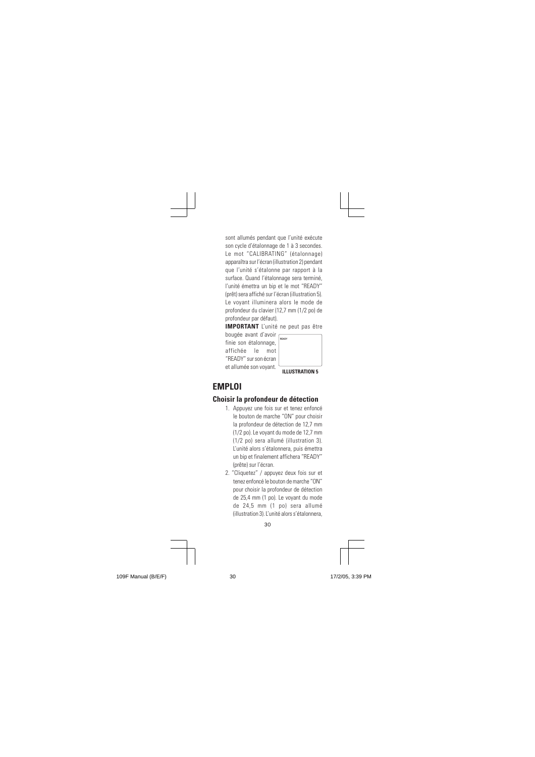sont allumés pendant que l'unité exécute son cycle d'étalonnage de 1 à 3 secondes. Le mot "CALIBRATING" (étalonnage) apparaîtra sur l'écran (illustration 2) pendant que l'unité s'étalonne par rapport à la surface. Quand l'étalonnage sera terminé, l'unité émettra un bip et le mot "READY" (prêt) sera affiché sur l'écran (illustration 5). Le voyant illuminera alors le mode de profondeur du clavier (12,7 mm (1/2 po) de profondeur par défaut).

**IMPORTANT** L'unité ne peut pas être bougée avant d'avoir finie son étalonnage, affichée le mot "READY" sur son écran et allumée son voyant.

READY

**ILLUSTRATION 5**

## EMPLOI

### Choisir la profondeur de détection

1. Appuyez une fois sur et tenez enfoncé le bouton de marche "ON" pour choisir la profondeur de détection de 12,7 mm (1/2 po). Le voyant du mode de 12,7 mm (1/2 po) sera allumé (illustration 3). L'unité alors s'étalonnera, puis émettra un bip et finalement affichera "READY" (prête) sur l'écran.
2. "Cliquetez" / appuyez deux fois sur et tenez enfoncé le bouton de marche "ON" pour choisir la profondeur de détection de 25,4 mm (1 po). Le voyant du mode de 24,5 mm (1 po) sera allumé (illustration 3). L'unité alors s'étalonnera,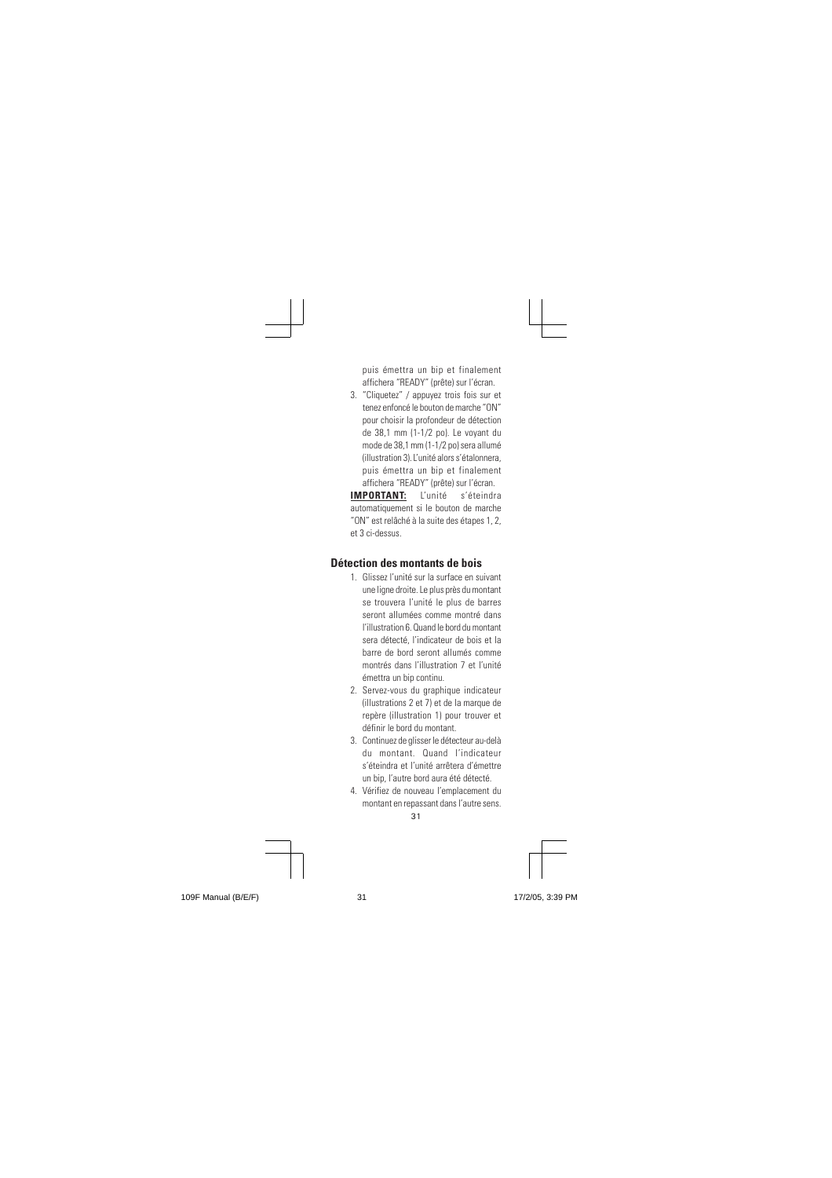puis émettra un bip et finalement affichera "READY" (prête) sur l'écran.

3. "Cliquetez" / appuyez trois fois sur et tenez enfoncé le bouton de marche "ON" pour choisir la profondeur de détection de 38,1 mm (1-1/2 po). Le voyant du mode de 38,1 mm (1-1/2 po) sera allumé (illustration 3). L'unité alors s'étalonnera, puis émettra un bip et finalement affichera "READY" (prête) sur l'écran.

**IMPORTANT:** L'unité s'éteindra automatiquement si le bouton de marche "ON" est relâché à la suite des étapes 1, 2, et 3 ci-dessus.

## Détection des montants de bois

1. Glissez l'unité sur la surface en suivant une ligne droite. Le plus près du montant se trouvera l'unité le plus de barres seront allumées comme montré dans l'illustration 6. Quand le bord du montant sera détecté, l'indicateur de bois et la barre de bord seront allumés comme montrés dans l'illustration 7 et l'unité émettra un bip continu.
2. Servez-vous du graphique indicateur (illustrations 2 et 7) et de la marque de repère (illustration 1) pour trouver et définir le bord du montant.
3. Continuez de glisser le détecteur au-delà du montant. Quand l'indicateur s'éteindra et l'unité arrêtera d'émettre un bip, l'autre bord aura été détecté.
4. Vérifiez de nouveau l'emplacement du montant en repassant dans l'autre sens.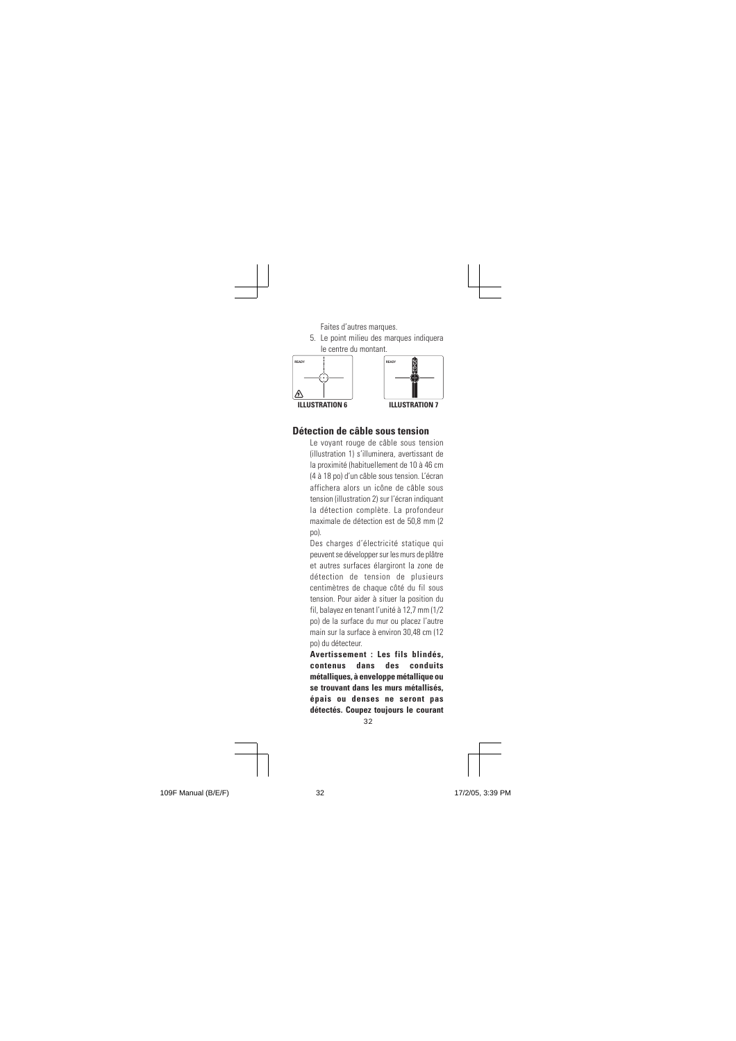Faites d'autres marques.

5. Le point milieu des marques indiquera le centre du montant.

ILLUSTRATION 6

ILLUSTRATION 7

## Détection de câble sous tension

Le voyant rouge de câble sous tension (illustration 1) s'illuminera, avertissant de la proximité (habituellement de 10 à 46 cm (4 à 18 po) d'un câble sous tension. L'écran affichera alors un icône de câble sous tension (illustration 2) sur l'écran indiquant la détection complète. La profondeur maximale de détection est de 50,8 mm (2 po).

Des charges d'électricité statique qui peuvent se développer sur les murs de plâtre et autres surfaces élargiront la zone de détection de tension de plusieurs centimètres de chaque côté du fil sous tension. Pour aider à situer la position du fil, balayez en tenant l'unité à 12,7 mm (1/2 po) de la surface du mur ou placez l'autre main sur la surface à environ 30,48 cm (12 po) du détecteur.

**Avertissement : Les fils blindés, contenus dans des conduits métalliques, à enveloppe métallique ou se trouvant dans les murs métallisés, épais ou denses ne seront pas détectés. Coupez toujours le courant**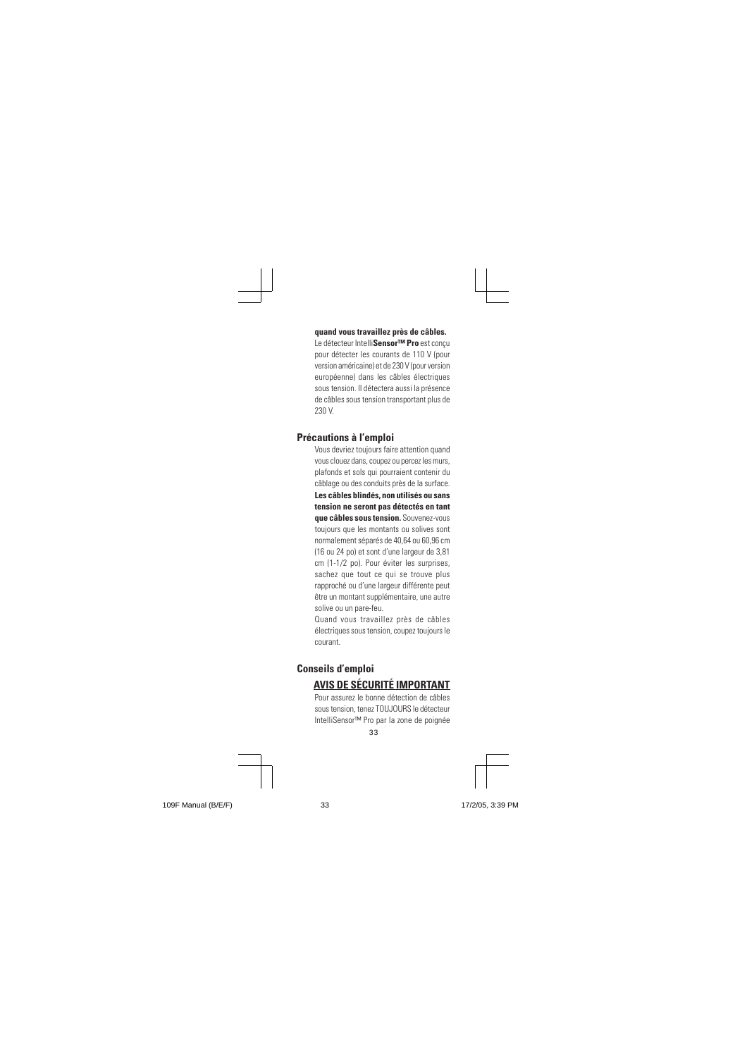**quand vous travaillez près de câbles.**
Le détecteur Intelli**Sensor™ Pro** est conçu pour détecter les courants de 110 V (pour version américaine) et de 230 V (pour version européenne) dans les câbles électriques sous tension. Il détectera aussi la présence de câbles sous tension transportant plus de 230 V.

## Précautions à l'emploi

Vous devriez toujours faire attention quand vous clouez dans, coupez ou percez les murs, plafonds et sols qui pourraient contenir du câblage ou des conduits près de la surface. **Les câbles blindés, non utilisés ou sans tension ne seront pas détectés en tant que câbles sous tension.** Souvenez-vous toujours que les montants ou solives sont normalement séparés de 40,64 ou 60,96 cm (16 ou 24 po) et sont d'une largeur de 3,81 cm (1-1/2 po). Pour éviter les surprises, sachez que tout ce qui se trouve plus rapproché ou d'une largeur différente peut être un montant supplémentaire, une autre solive ou un pare-feu.

Quand vous travaillez près de câbles électriques sous tension, coupez toujours le courant.

## Conseils d'emploi

### AVIS DE SÉCURITÉ IMPORTANT

Pour assurez le bonne détection de câbles sous tension, tenez TOUJOURS le détecteur IntelliSensor™ Pro par la zone de poignée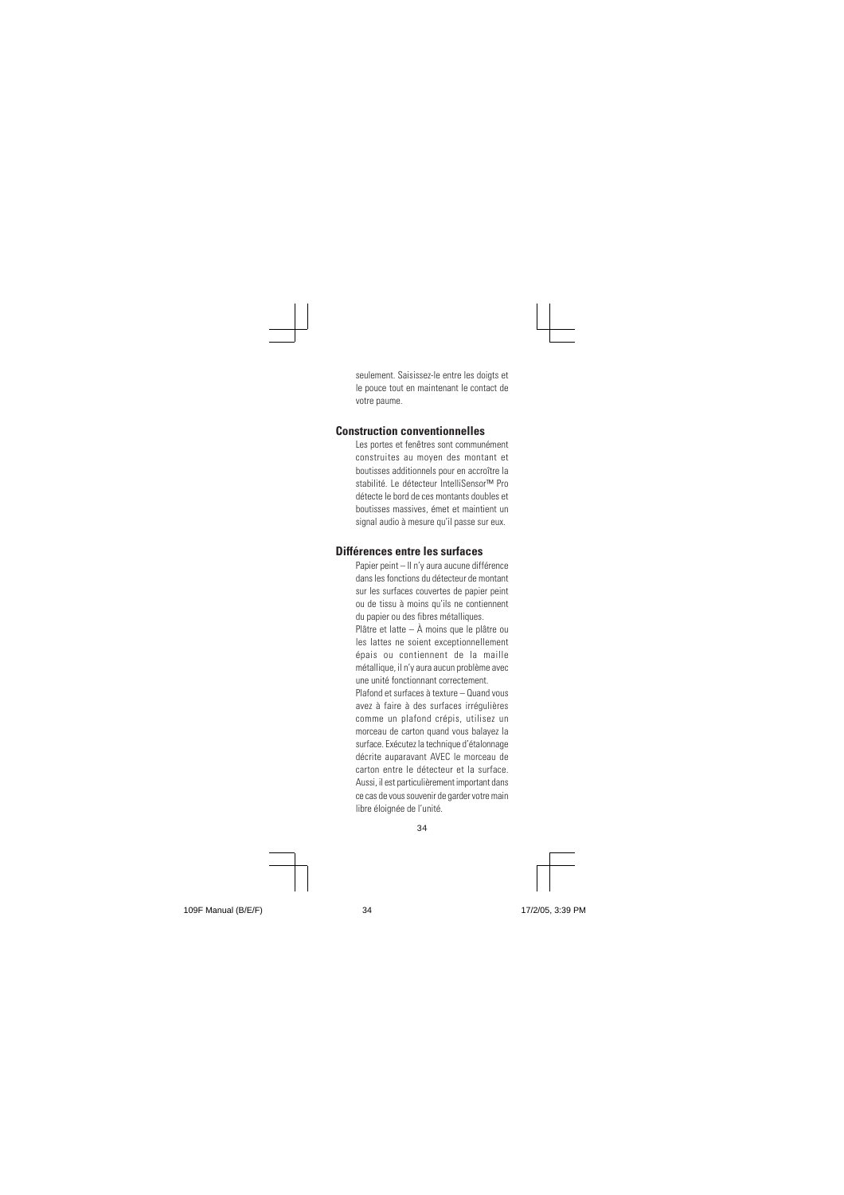seulement. Saisissez-le entre les doigts et le pouce tout en maintenant le contact de votre paume.

## Construction conventionnelles

Les portes et fenêtres sont communément construites au moyen des montant et boutisses additionnels pour en accroître la stabilité. Le détecteur IntelliSensor™ Pro détecte le bord de ces montants doubles et boutisses massives, émet et maintient un signal audio à mesure qu'il passe sur eux.

## Différences entre les surfaces

Papier peint – Il n'y aura aucune différence dans les fonctions du détecteur de montant sur les surfaces couvertes de papier peint ou de tissu à moins qu'ils ne contiennent du papier ou des fibres métalliques.

Plâtre et latte – À moins que le plâtre ou les lattes ne soient exceptionnellement épais ou contiennent de la maille métallique, il n'y aura aucun problème avec une unité fonctionnant correctement.

Plafond et surfaces à texture – Quand vous avez à faire à des surfaces irrégulières comme un plafond crépis, utilisez un morceau de carton quand vous balayez la surface. Exécutez la technique d'étalonnage décrite auparavant AVEC le morceau de carton entre le détecteur et la surface. Aussi, il est particulièrement important dans ce cas de vous souvenir de garder votre main libre éloignée de l'unité.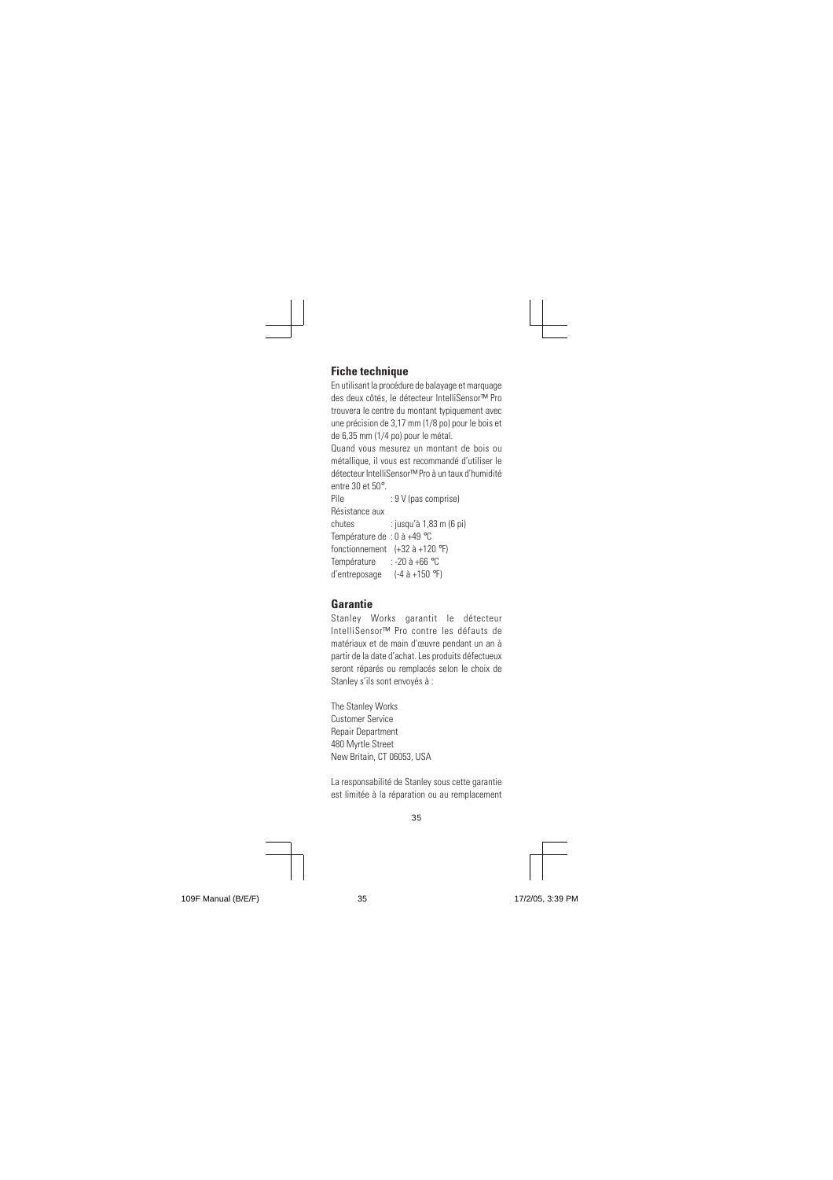## Fiche technique

En utilisant la procédure de balayage et marquage des deux côtés, le détecteur IntelliSensor™ Pro trouvera le centre du montant typiquement avec une précision de 3,17 mm (1/8 po) pour le bois et de 6,35 mm (1/4 po) pour le métal.

Quand vous mesurez un montant de bois ou métallique, il vous est recommandé d'utiliser le détecteur IntelliSensor™ Pro à un taux d'humidité entre 30 et 50°.

| | |
|---|---|
| Pile | : 9 V (pas comprise) |
| Résistance aux chutes | : jusqu'à 1,83 m (6 pi) |
| Température de fonctionnement | : 0 à +49 °C (+32 à +120 °F) |
| Température d'entreposage | : -20 à +66 °C (-4 à +150 °F) |

## Garantie

Stanley Works garantit le détecteur IntelliSensor™ Pro contre les défauts de matériaux et de main d'œuvre pendant un an à partir de la date d'achat. Les produits défectueux seront réparés ou remplacés selon le choix de Stanley s'ils sont envoyés à :

The Stanley Works
Customer Service
Repair Department
480 Myrtle Street
New Britain, CT 06053, USA

La responsabilité de Stanley sous cette garantie est limitée à la réparation ou au remplacement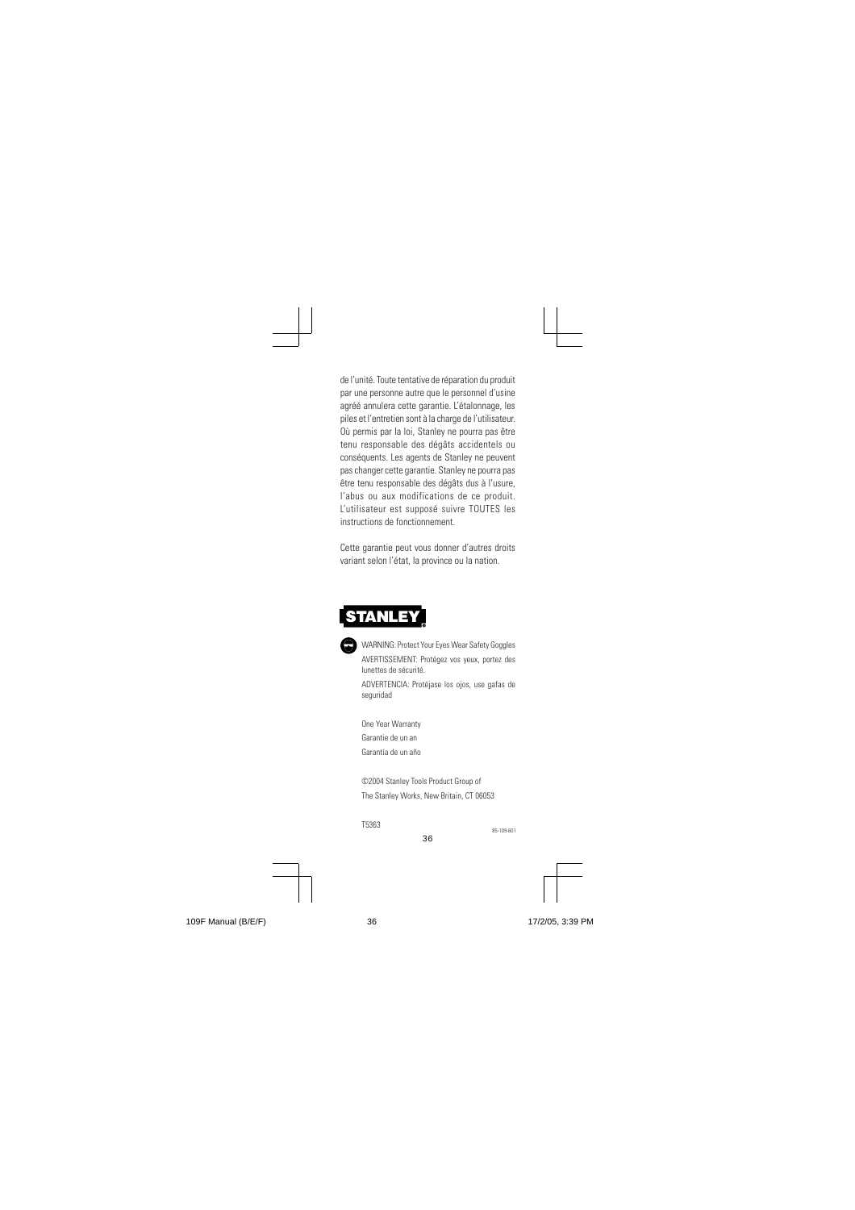de l'unité. Toute tentative de réparation du produit par une personne autre que le personnel d'usine agréé annulera cette garantie. L'étalonnage, les piles et l'entretien sont à la charge de l'utilisateur. Où permis par la loi, Stanley ne pourra pas être tenu responsable des dégâts accidentels ou conséquents. Les agents de Stanley ne peuvent pas changer cette garantie. Stanley ne pourra pas être tenu responsable des dégâts dus à l'usure, l'abus ou aux modifications de ce produit. L'utilisateur est supposé suivre TOUTES les instructions de fonctionnement.

Cette garantie peut vous donner d'autres droits variant selon l'état, la province ou la nation.

**STANLEY**

WARNING: Protect Your Eyes Wear Safety Goggles

AVERTISSEMENT: Protégez vos yeux, portez des lunettes de sécurité.

ADVERTENCIA: Protéjase los ojos, use gafas de seguridad

One Year Warranty

Garantie de un an

Garantía de un año

©2004 Stanley Tools Product Group of
The Stanley Works, New Britain, CT 06053

T5363

85-109-601